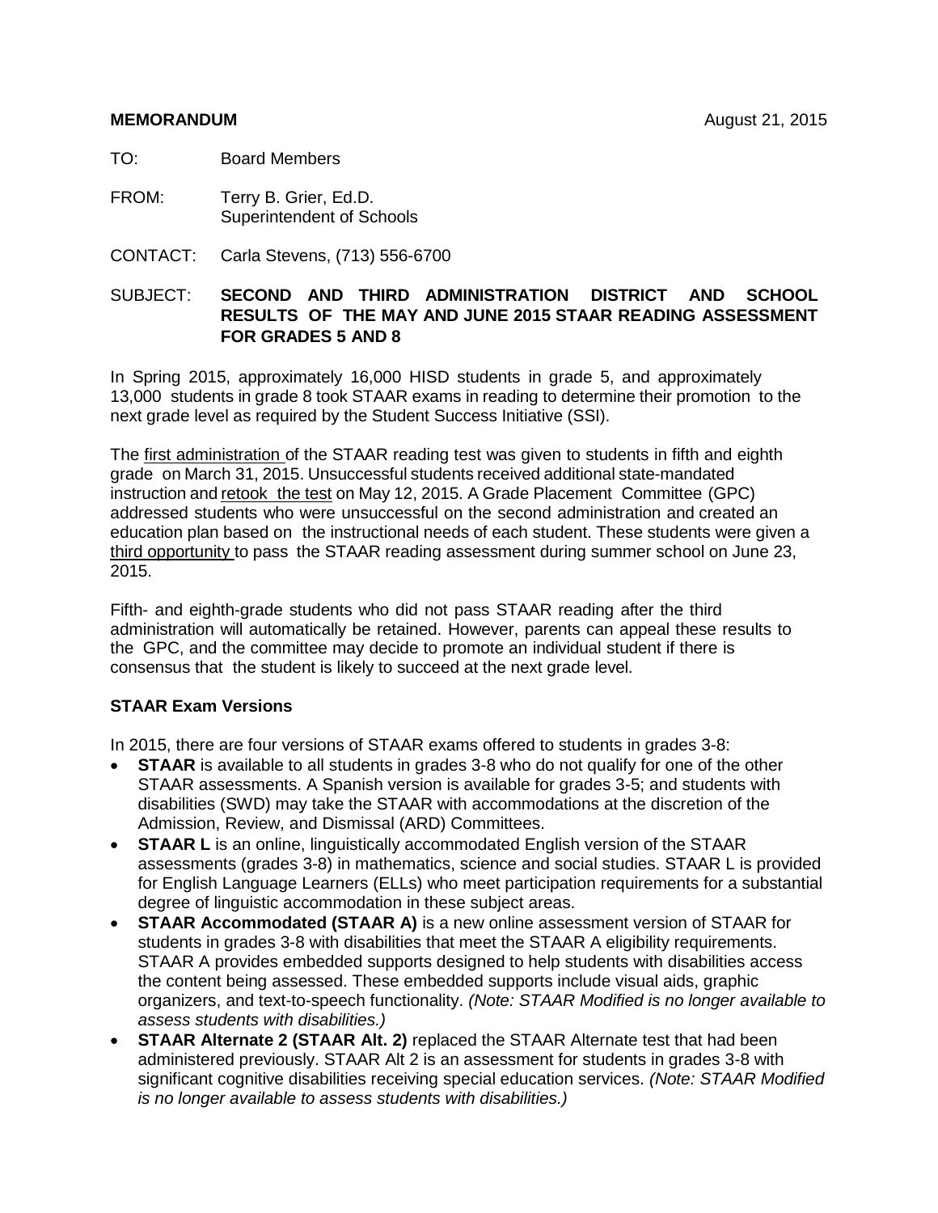**MEMORANDUM** August 21, 2015

TO: Board Members

FROM: Terry B. Grier, Ed.D.
Superintendent of Schools

CONTACT: Carla Stevens, (713) 556-6700

SUBJECT: **SECOND AND THIRD ADMINISTRATION DISTRICT AND SCHOOL RESULTS OF THE MAY AND JUNE 2015 STAAR READING ASSESSMENT FOR GRADES 5 AND 8**

In Spring 2015, approximately 16,000 HISD students in grade 5, and approximately 13,000 students in grade 8 took STAAR exams in reading to determine their promotion to the next grade level as required by the Student Success Initiative (SSI).

The first administration of the STAAR reading test was given to students in fifth and eighth grade on March 31, 2015. Unsuccessful students received additional state-mandated instruction and retook the test on May 12, 2015. A Grade Placement Committee (GPC) addressed students who were unsuccessful on the second administration and created an education plan based on the instructional needs of each student. These students were given a third opportunity to pass the STAAR reading assessment during summer school on June 23, 2015.

Fifth- and eighth-grade students who did not pass STAAR reading after the third administration will automatically be retained. However, parents can appeal these results to the GPC, and the committee may decide to promote an individual student if there is consensus that the student is likely to succeed at the next grade level.

**STAAR Exam Versions**

In 2015, there are four versions of STAAR exams offered to students in grades 3-8:

- **STAAR** is available to all students in grades 3-8 who do not qualify for one of the other STAAR assessments. A Spanish version is available for grades 3-5; and students with disabilities (SWD) may take the STAAR with accommodations at the discretion of the Admission, Review, and Dismissal (ARD) Committees.
- **STAAR L** is an online, linguistically accommodated English version of the STAAR assessments (grades 3-8) in mathematics, science and social studies. STAAR L is provided for English Language Learners (ELLs) who meet participation requirements for a substantial degree of linguistic accommodation in these subject areas.
- **STAAR Accommodated (STAAR A)** is a new online assessment version of STAAR for students in grades 3-8 with disabilities that meet the STAAR A eligibility requirements. STAAR A provides embedded supports designed to help students with disabilities access the content being assessed. These embedded supports include visual aids, graphic organizers, and text-to-speech functionality. *(Note: STAAR Modified is no longer available to assess students with disabilities.)*
- **STAAR Alternate 2 (STAAR Alt. 2)** replaced the STAAR Alternate test that had been administered previously. STAAR Alt 2 is an assessment for students in grades 3-8 with significant cognitive disabilities receiving special education services. *(Note: STAAR Modified is no longer available to assess students with disabilities.)*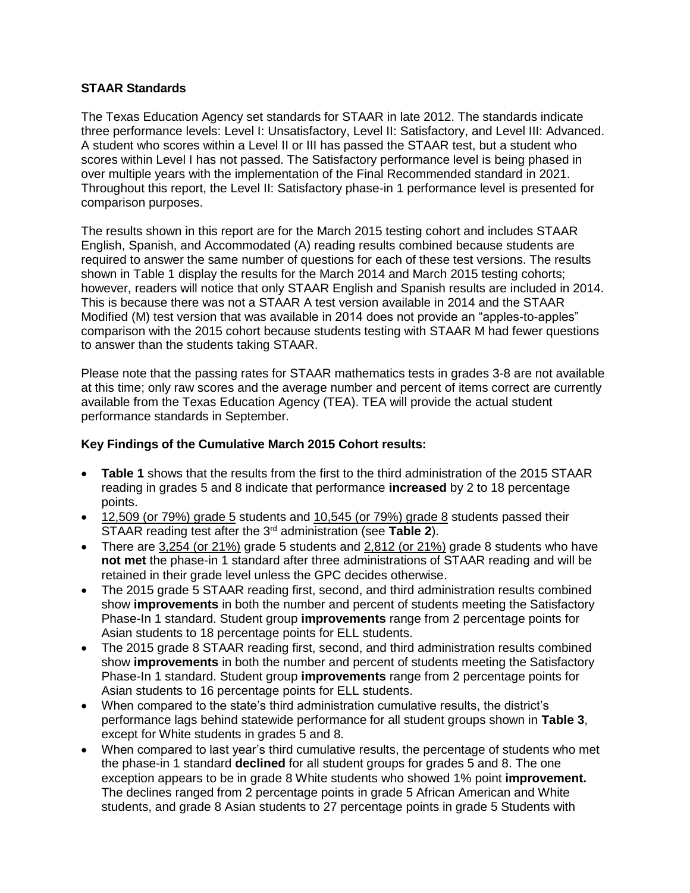**STAAR Standards**

The Texas Education Agency set standards for STAAR in late 2012. The standards indicate three performance levels: Level I: Unsatisfactory, Level II: Satisfactory, and Level III: Advanced. A student who scores within a Level II or III has passed the STAAR test, but a student who scores within Level I has not passed. The Satisfactory performance level is being phased in over multiple years with the implementation of the Final Recommended standard in 2021. Throughout this report, the Level II: Satisfactory phase-in 1 performance level is presented for comparison purposes.

The results shown in this report are for the March 2015 testing cohort and includes STAAR English, Spanish, and Accommodated (A) reading results combined because students are required to answer the same number of questions for each of these test versions. The results shown in Table 1 display the results for the March 2014 and March 2015 testing cohorts; however, readers will notice that only STAAR English and Spanish results are included in 2014. This is because there was not a STAAR A test version available in 2014 and the STAAR Modified (M) test version that was available in 2014 does not provide an "apples-to-apples" comparison with the 2015 cohort because students testing with STAAR M had fewer questions to answer than the students taking STAAR.

Please note that the passing rates for STAAR mathematics tests in grades 3-8 are not available at this time; only raw scores and the average number and percent of items correct are currently available from the Texas Education Agency (TEA). TEA will provide the actual student performance standards in September.

**Key Findings of the Cumulative March 2015 Cohort results:**

- **Table 1** shows that the results from the first to the third administration of the 2015 STAAR reading in grades 5 and 8 indicate that performance **increased** by 2 to 18 percentage points.
- 12,509 (or 79%) grade 5 students and 10,545 (or 79%) grade 8 students passed their STAAR reading test after the 3rd administration (see **Table 2**).
- There are 3,254 (or 21%) grade 5 students and 2,812 (or 21%) grade 8 students who have **not met** the phase-in 1 standard after three administrations of STAAR reading and will be retained in their grade level unless the GPC decides otherwise.
- The 2015 grade 5 STAAR reading first, second, and third administration results combined show **improvements** in both the number and percent of students meeting the Satisfactory Phase-In 1 standard. Student group **improvements** range from 2 percentage points for Asian students to 18 percentage points for ELL students.
- The 2015 grade 8 STAAR reading first, second, and third administration results combined show **improvements** in both the number and percent of students meeting the Satisfactory Phase-In 1 standard. Student group **improvements** range from 2 percentage points for Asian students to 16 percentage points for ELL students.
- When compared to the state's third administration cumulative results, the district's performance lags behind statewide performance for all student groups shown in **Table 3**, except for White students in grades 5 and 8.
- When compared to last year's third cumulative results, the percentage of students who met the phase-in 1 standard **declined** for all student groups for grades 5 and 8. The one exception appears to be in grade 8 White students who showed 1% point **improvement.** The declines ranged from 2 percentage points in grade 5 African American and White students, and grade 8 Asian students to 27 percentage points in grade 5 Students with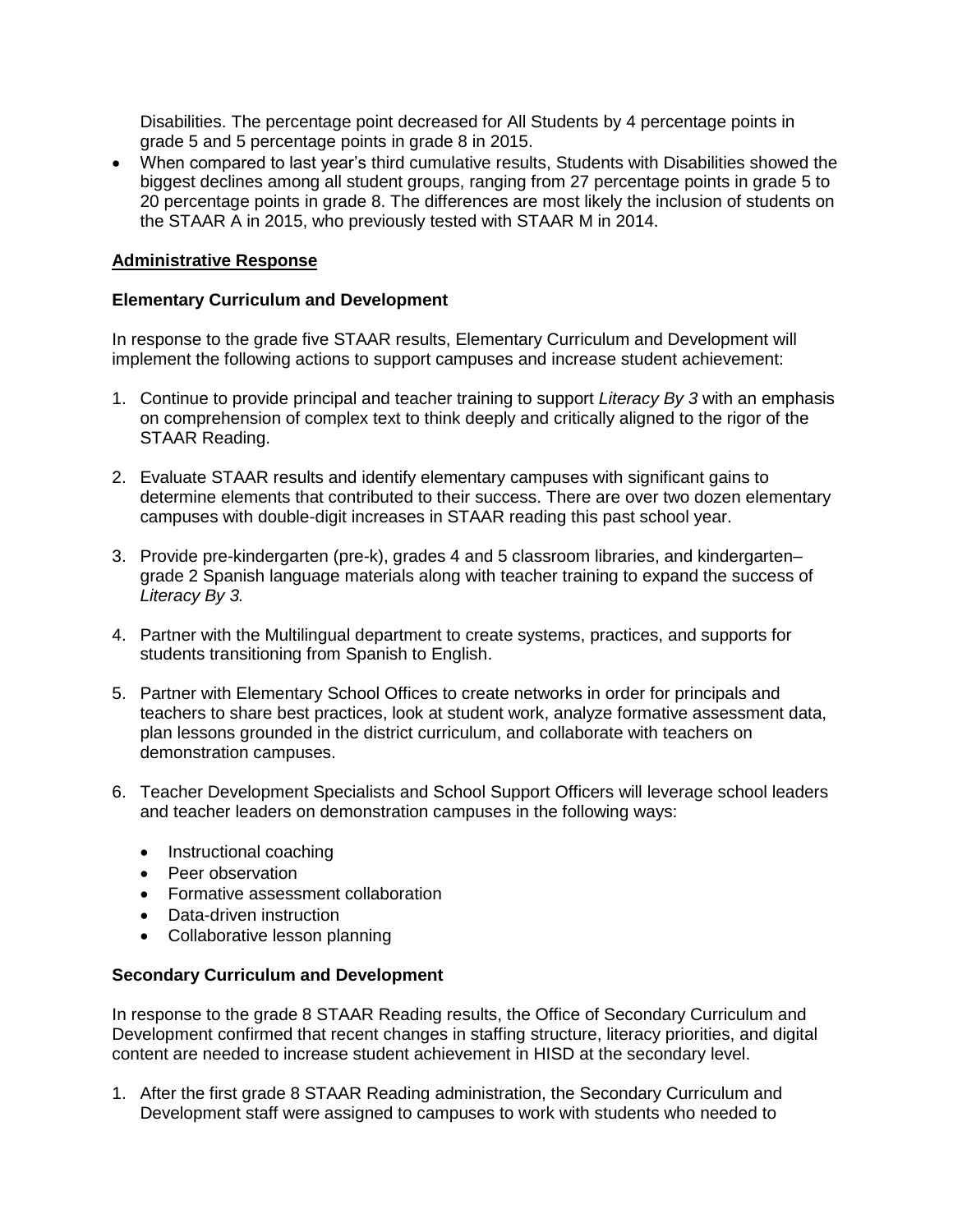Disabilities. The percentage point decreased for All Students by 4 percentage points in grade 5 and 5 percentage points in grade 8 in 2015.

- When compared to last year's third cumulative results, Students with Disabilities showed the biggest declines among all student groups, ranging from 27 percentage points in grade 5 to 20 percentage points in grade 8. The differences are most likely the inclusion of students on the STAAR A in 2015, who previously tested with STAAR M in 2014.

## Administrative Response

### Elementary Curriculum and Development

In response to the grade five STAAR results, Elementary Curriculum and Development will implement the following actions to support campuses and increase student achievement:

1. Continue to provide principal and teacher training to support *Literacy By 3* with an emphasis on comprehension of complex text to think deeply and critically aligned to the rigor of the STAAR Reading.

2. Evaluate STAAR results and identify elementary campuses with significant gains to determine elements that contributed to their success. There are over two dozen elementary campuses with double-digit increases in STAAR reading this past school year.

3. Provide pre-kindergarten (pre-k), grades 4 and 5 classroom libraries, and kindergarten–grade 2 Spanish language materials along with teacher training to expand the success of *Literacy By 3.*

4. Partner with the Multilingual department to create systems, practices, and supports for students transitioning from Spanish to English.

5. Partner with Elementary School Offices to create networks in order for principals and teachers to share best practices, look at student work, analyze formative assessment data, plan lessons grounded in the district curriculum, and collaborate with teachers on demonstration campuses.

6. Teacher Development Specialists and School Support Officers will leverage school leaders and teacher leaders on demonstration campuses in the following ways:

   - Instructional coaching
   - Peer observation
   - Formative assessment collaboration
   - Data-driven instruction
   - Collaborative lesson planning

### Secondary Curriculum and Development

In response to the grade 8 STAAR Reading results, the Office of Secondary Curriculum and Development confirmed that recent changes in staffing structure, literacy priorities, and digital content are needed to increase student achievement in HISD at the secondary level.

1. After the first grade 8 STAAR Reading administration, the Secondary Curriculum and Development staff were assigned to campuses to work with students who needed to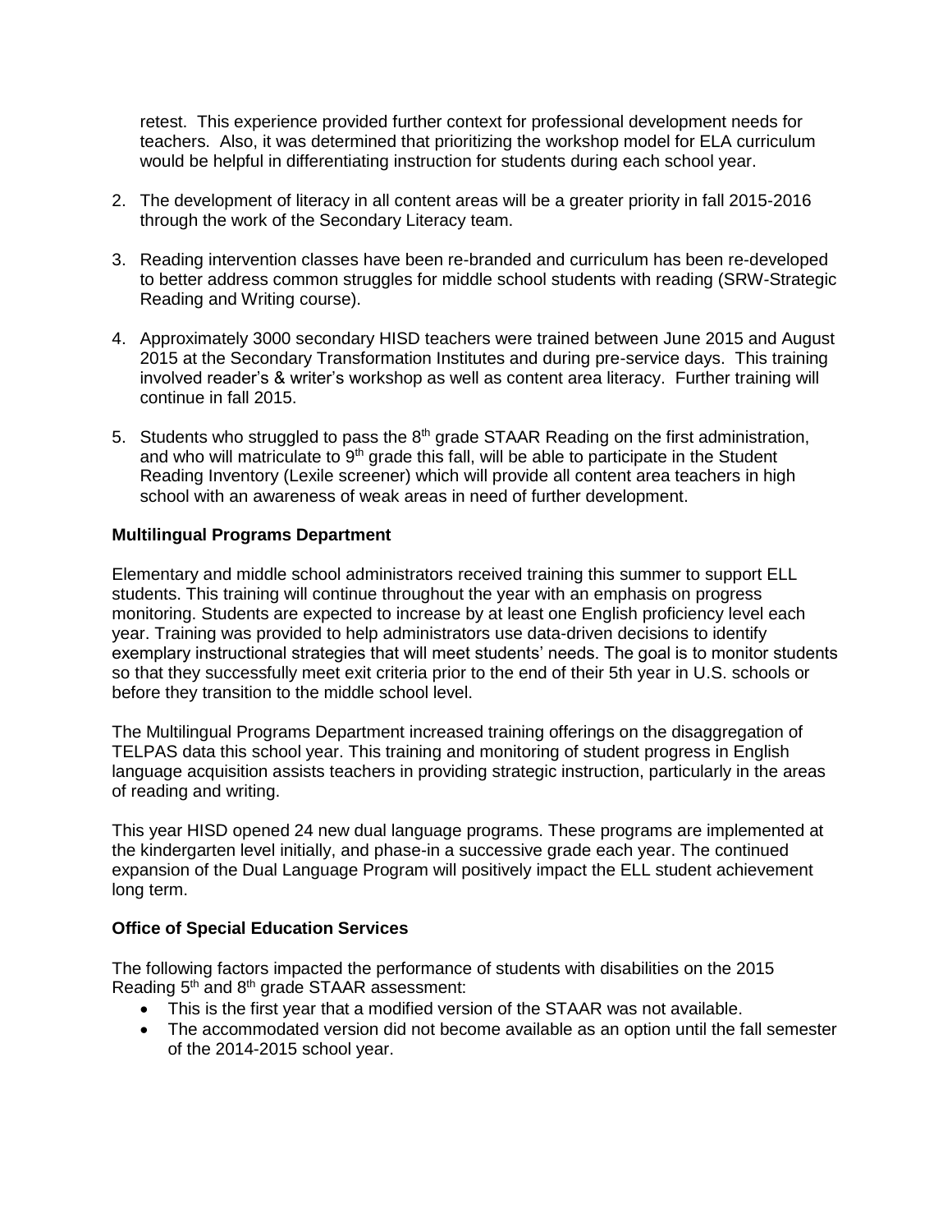retest. This experience provided further context for professional development needs for teachers. Also, it was determined that prioritizing the workshop model for ELA curriculum would be helpful in differentiating instruction for students during each school year.

2. The development of literacy in all content areas will be a greater priority in fall 2015-2016 through the work of the Secondary Literacy team.

3. Reading intervention classes have been re-branded and curriculum has been re-developed to better address common struggles for middle school students with reading (SRW-Strategic Reading and Writing course).

4. Approximately 3000 secondary HISD teachers were trained between June 2015 and August 2015 at the Secondary Transformation Institutes and during pre-service days. This training involved reader's & writer's workshop as well as content area literacy. Further training will continue in fall 2015.

5. Students who struggled to pass the 8th grade STAAR Reading on the first administration, and who will matriculate to 9th grade this fall, will be able to participate in the Student Reading Inventory (Lexile screener) which will provide all content area teachers in high school with an awareness of weak areas in need of further development.

**Multilingual Programs Department**

Elementary and middle school administrators received training this summer to support ELL students. This training will continue throughout the year with an emphasis on progress monitoring. Students are expected to increase by at least one English proficiency level each year. Training was provided to help administrators use data-driven decisions to identify exemplary instructional strategies that will meet students' needs. The goal is to monitor students so that they successfully meet exit criteria prior to the end of their 5th year in U.S. schools or before they transition to the middle school level.

The Multilingual Programs Department increased training offerings on the disaggregation of TELPAS data this school year. This training and monitoring of student progress in English language acquisition assists teachers in providing strategic instruction, particularly in the areas of reading and writing.

This year HISD opened 24 new dual language programs. These programs are implemented at the kindergarten level initially, and phase-in a successive grade each year. The continued expansion of the Dual Language Program will positively impact the ELL student achievement long term.

**Office of Special Education Services**

The following factors impacted the performance of students with disabilities on the 2015 Reading 5th and 8th grade STAAR assessment:

- This is the first year that a modified version of the STAAR was not available.
- The accommodated version did not become available as an option until the fall semester of the 2014-2015 school year.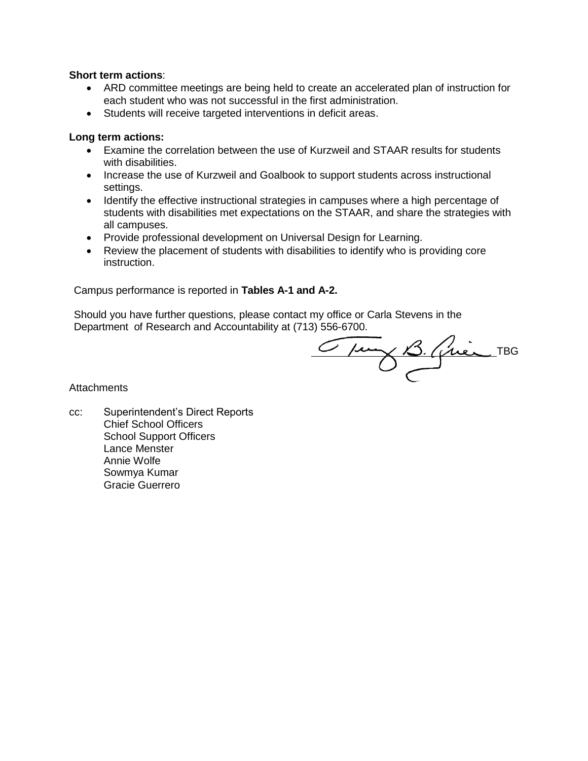**Short term actions**:

- ARD committee meetings are being held to create an accelerated plan of instruction for each student who was not successful in the first administration.
- Students will receive targeted interventions in deficit areas.

**Long term actions:**

- Examine the correlation between the use of Kurzweil and STAAR results for students with disabilities.
- Increase the use of Kurzweil and Goalbook to support students across instructional settings.
- Identify the effective instructional strategies in campuses where a high percentage of students with disabilities met expectations on the STAAR, and share the strategies with all campuses.
- Provide professional development on Universal Design for Learning.
- Review the placement of students with disabilities to identify who is providing core instruction.

Campus performance is reported in **Tables A-1 and A-2.**

Should you have further questions, please contact my office or Carla Stevens in the Department of Research and Accountability at (713) 556-6700.

TBG

Attachments

cc: Superintendent's Direct Reports
Chief School Officers
School Support Officers
Lance Menster
Annie Wolfe
Sowmya Kumar
Gracie Guerrero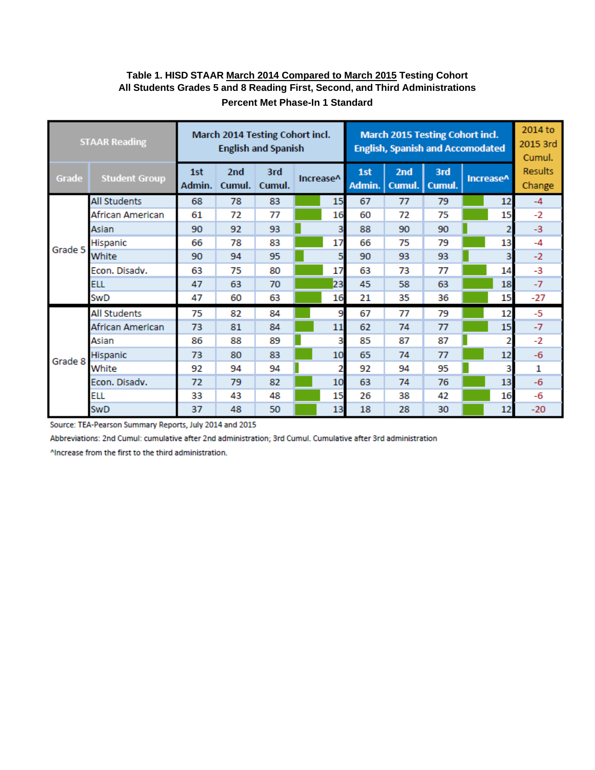**Table 1. HISD STAAR March 2014 Compared to March 2015 Testing Cohort**
**All Students Grades 5 and 8 Reading First, Second, and Third Administrations**
**Percent Met Phase-In 1 Standard**

| STAAR Reading | | March 2014 Testing Cohort incl. English and Spanish | | | | March 2015 Testing Cohort incl. English, Spanish and Accomodated | | | | 2014 to 2015 3rd Cumul. Results Change |
|---|---|---|---|---|---|---|---|---|---|---|
| Grade | Student Group | 1st Admin. | 2nd Cumul. | 3rd Cumul. | Increase^ | 1st Admin. | 2nd Cumul. | 3rd Cumul. | Increase^ | |
| Grade 5 | All Students | 68 | 78 | 83 | 15 | 67 | 77 | 79 | 12 | -4 |
| | African American | 61 | 72 | 77 | 16 | 60 | 72 | 75 | 15 | -2 |
| | Asian | 90 | 92 | 93 | 3 | 88 | 90 | 90 | 2 | -3 |
| | Hispanic | 66 | 78 | 83 | 17 | 66 | 75 | 79 | 13 | -4 |
| | White | 90 | 94 | 95 | 5 | 90 | 93 | 93 | 3 | -2 |
| | Econ. Disadv. | 63 | 75 | 80 | 17 | 63 | 73 | 77 | 14 | -3 |
| | ELL | 47 | 63 | 70 | 23 | 45 | 58 | 63 | 18 | -7 |
| | SwD | 47 | 60 | 63 | 16 | 21 | 35 | 36 | 15 | -27 |
| Grade 8 | All Students | 75 | 82 | 84 | 9 | 67 | 77 | 79 | 12 | -5 |
| | African American | 73 | 81 | 84 | 11 | 62 | 74 | 77 | 15 | -7 |
| | Asian | 86 | 88 | 89 | 3 | 85 | 87 | 87 | 2 | -2 |
| | Hispanic | 73 | 80 | 83 | 10 | 65 | 74 | 77 | 12 | -6 |
| | White | 92 | 94 | 94 | 2 | 92 | 94 | 95 | 3 | 1 |
| | Econ. Disadv. | 72 | 79 | 82 | 10 | 63 | 74 | 76 | 13 | -6 |
| | ELL | 33 | 43 | 48 | 15 | 26 | 38 | 42 | 16 | -6 |
| | SwD | 37 | 48 | 50 | 13 | 18 | 28 | 30 | 12 | -20 |

Source: TEA-Pearson Summary Reports, July 2014 and 2015

Abbreviations: 2nd Cumul: cumulative after 2nd administration; 3rd Cumul. Cumulative after 3rd administration

^Increase from the first to the third administration.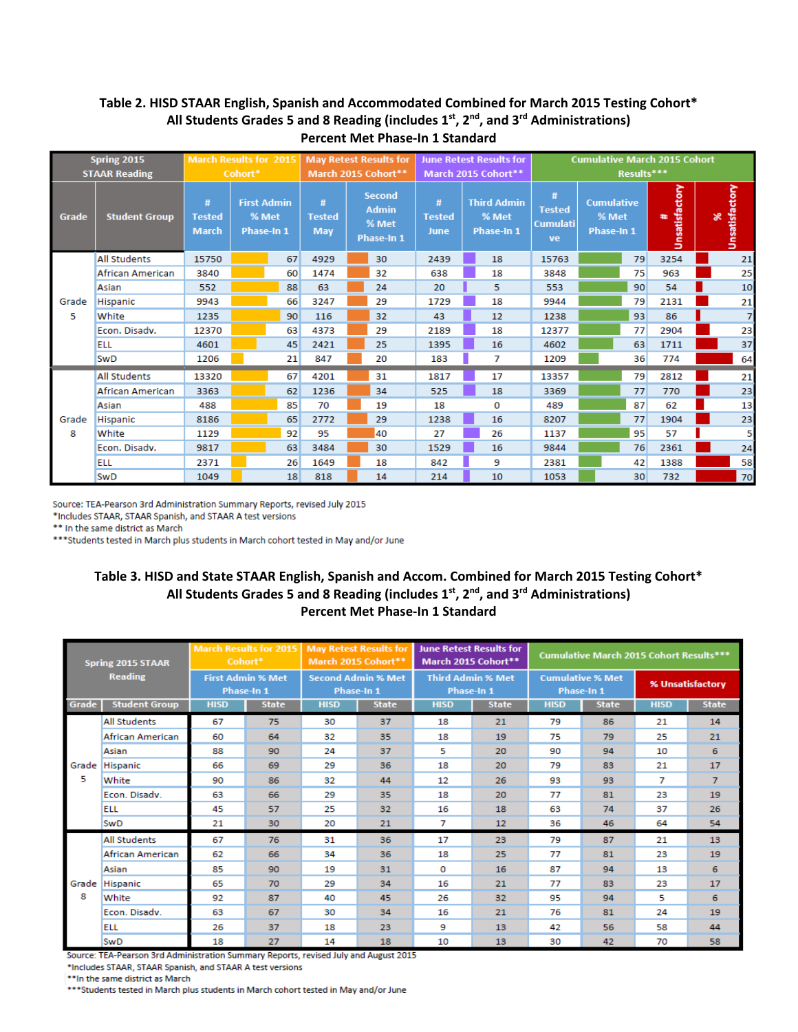**Table 2. HISD STAAR English, Spanish and Accommodated Combined for March 2015 Testing Cohort\***
**All Students Grades 5 and 8 Reading (includes 1st, 2nd, and 3rd Administrations)**
**Percent Met Phase-In 1 Standard**

| Spring 2015 STAAR Reading | | March Results for 2015 Cohort* | | May Retest Results for March 2015 Cohort** | | June Retest Results for March 2015 Cohort** | | Cumulative March 2015 Cohort Results*** | | | |
|---|---|---|---|---|---|---|---|---|---|---|---|
| Grade | Student Group | # Tested March | First Admin % Met Phase-In 1 | # Tested May | Second Admin % Met Phase-In 1 | # Tested June | Third Admin % Met Phase-In 1 | # Tested Cumulative | Cumulative % Met Phase-In 1 | # Unsatisfactory | % Unsatisfactory |
| Grade 5 | All Students | 15750 | 67 | 4929 | 30 | 2439 | 18 | 15763 | 79 | 3254 | 21 |
| | African American | 3840 | 60 | 1474 | 32 | 638 | 18 | 3848 | 75 | 963 | 25 |
| | Asian | 552 | 88 | 63 | 24 | 20 | 5 | 553 | 90 | 54 | 10 |
| | Hispanic | 9943 | 66 | 3247 | 29 | 1729 | 18 | 9944 | 79 | 2131 | 21 |
| | White | 1235 | 90 | 116 | 32 | 43 | 12 | 1238 | 93 | 86 | 7 |
| | Econ. Disadv. | 12370 | 63 | 4373 | 29 | 2189 | 18 | 12377 | 77 | 2904 | 23 |
| | ELL | 4601 | 45 | 2421 | 25 | 1395 | 16 | 4602 | 63 | 1711 | 37 |
| | SwD | 1206 | 21 | 847 | 20 | 183 | 7 | 1209 | 36 | 774 | 64 |
| Grade 8 | All Students | 13320 | 67 | 4201 | 31 | 1817 | 17 | 13357 | 79 | 2812 | 21 |
| | African American | 3363 | 62 | 1236 | 34 | 525 | 18 | 3369 | 77 | 770 | 23 |
| | Asian | 488 | 85 | 70 | 19 | 18 | 0 | 489 | 87 | 62 | 13 |
| | Hispanic | 8186 | 65 | 2772 | 29 | 1238 | 16 | 8207 | 77 | 1904 | 23 |
| | White | 1129 | 92 | 95 | 40 | 27 | 26 | 1137 | 95 | 57 | 5 |
| | Econ. Disadv. | 9817 | 63 | 3484 | 30 | 1529 | 16 | 9844 | 76 | 2361 | 24 |
| | ELL | 2371 | 26 | 1649 | 18 | 842 | 9 | 2381 | 42 | 1388 | 58 |
| | SwD | 1049 | 18 | 818 | 14 | 214 | 10 | 1053 | 30 | 732 | 70 |

Source: TEA-Pearson 3rd Administration Summary Reports, revised July 2015
*Includes STAAR, STAAR Spanish, and STAAR A test versions
** In the same district as March
***Students tested in March plus students in March cohort tested in May and/or June

**Table 3. HISD and State STAAR English, Spanish and Accom. Combined for March 2015 Testing Cohort\***
**All Students Grades 5 and 8 Reading (includes 1st, 2nd, and 3rd Administrations)**
**Percent Met Phase-In 1 Standard**

| Spring 2015 STAAR Reading | | March Results for 2015 Cohort* | | May Retest Results for March 2015 Cohort** | | June Retest Results for March 2015 Cohort** | | Cumulative March 2015 Cohort Results*** | | | |
|---|---|---|---|---|---|---|---|---|---|---|---|
| | | First Admin % Met Phase-In 1 | | Second Admin % Met Phase-In 1 | | Third Admin % Met Phase-In 1 | | Cumulative % Met Phase-In 1 | | % Unsatisfactory | |
| Grade | Student Group | HISD | State | HISD | State | HISD | State | HISD | State | HISD | State |
| Grade 5 | All Students | 67 | 75 | 30 | 37 | 18 | 21 | 79 | 86 | 21 | 14 |
| | African American | 60 | 64 | 32 | 35 | 18 | 19 | 75 | 79 | 25 | 21 |
| | Asian | 88 | 90 | 24 | 37 | 5 | 20 | 90 | 94 | 10 | 6 |
| | Hispanic | 66 | 69 | 29 | 36 | 18 | 20 | 79 | 83 | 21 | 17 |
| | White | 90 | 86 | 32 | 44 | 12 | 26 | 93 | 93 | 7 | 7 |
| | Econ. Disadv. | 63 | 66 | 29 | 35 | 18 | 20 | 77 | 81 | 23 | 19 |
| | ELL | 45 | 57 | 25 | 32 | 16 | 18 | 63 | 74 | 37 | 26 |
| | SwD | 21 | 30 | 20 | 21 | 7 | 12 | 36 | 46 | 64 | 54 |
| Grade 8 | All Students | 67 | 76 | 31 | 36 | 17 | 23 | 79 | 87 | 21 | 13 |
| | African American | 62 | 66 | 34 | 36 | 18 | 25 | 77 | 81 | 23 | 19 |
| | Asian | 85 | 90 | 19 | 31 | 0 | 16 | 87 | 94 | 13 | 6 |
| | Hispanic | 65 | 70 | 29 | 34 | 16 | 21 | 77 | 83 | 23 | 17 |
| | White | 92 | 87 | 40 | 45 | 26 | 32 | 95 | 94 | 5 | 6 |
| | Econ. Disadv. | 63 | 67 | 30 | 34 | 16 | 21 | 76 | 81 | 24 | 19 |
| | ELL | 26 | 37 | 18 | 23 | 9 | 13 | 42 | 56 | 58 | 44 |
| | SwD | 18 | 27 | 14 | 18 | 10 | 13 | 30 | 42 | 70 | 58 |

Source: TEA-Pearson 3rd Administration Summary Reports, revised July and August 2015
*Includes STAAR, STAAR Spanish, and STAAR A test versions
**In the same district as March
***Students tested in March plus students in March cohort tested in May and/or June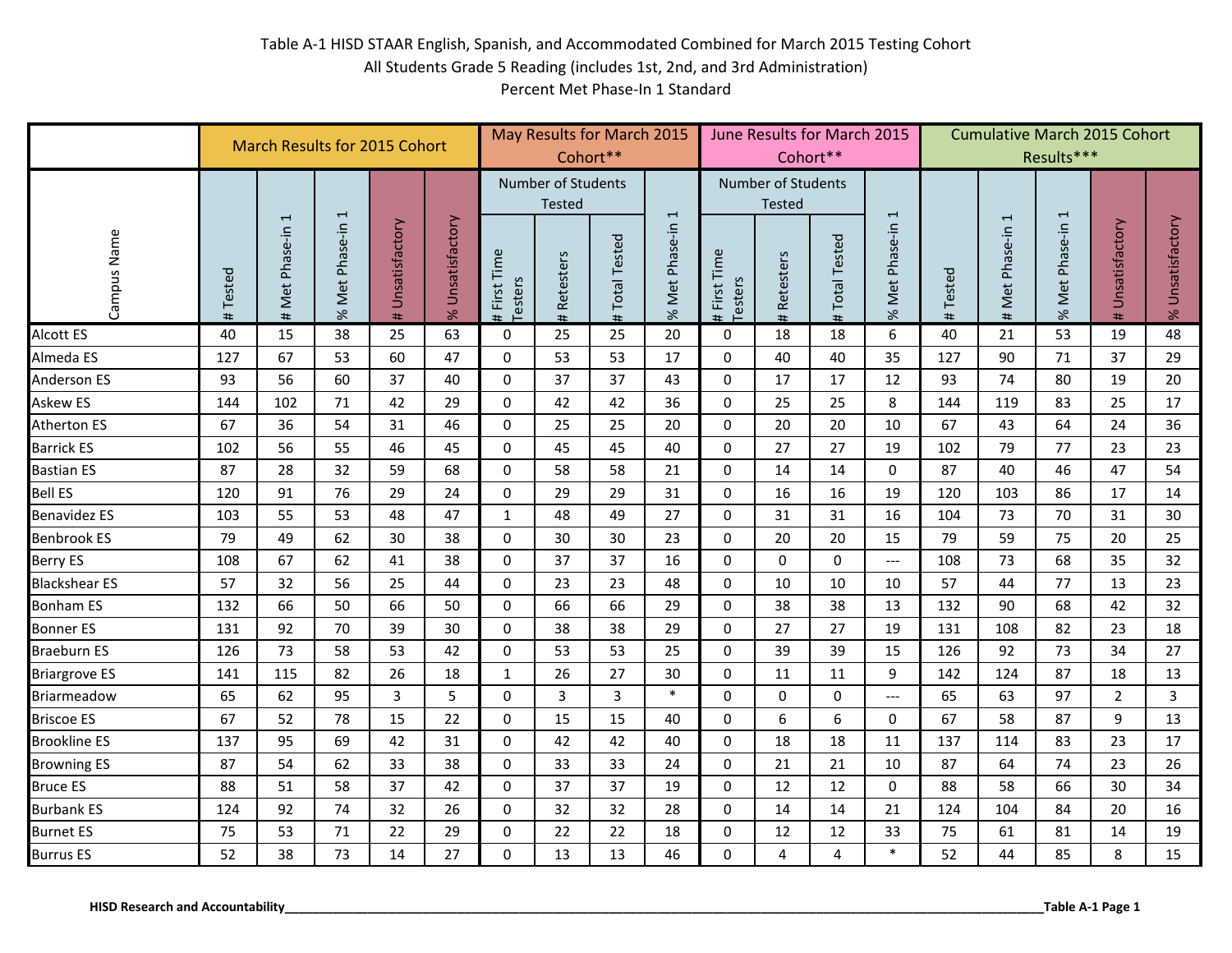Table A-1 HISD STAAR English, Spanish, and Accommodated Combined for March 2015 Testing Cohort
All Students Grade 5 Reading (includes 1st, 2nd, and 3rd Administration)
Percent Met Phase-In 1 Standard

| Campus Name | March Results for 2015 Cohort | | | | | May Results for March 2015 Cohort** | | | | June Results for March 2015 Cohort** | | | | Cumulative March 2015 Cohort Results*** | | | | |
|---|---|---|---|---|---|---|---|---|---|---|---|---|---|---|---|---|---|---|
| | | | | | | Number of Students Tested | | | | Number of Students Tested | | | | | | | | |
| | # Tested | # Met Phase-in 1 | % Met Phase-in 1 | # Unsatisfactory | % Unsatisfactory | # First Time Testers | # Retesters | # Total Tested | % Met Phase-in 1 | # First Time Testers | # Retesters | # Total Tested | % Met Phase-in 1 | # Tested | # Met Phase-in 1 | % Met Phase-in 1 | # Unsatisfactory | % Unsatisfactory |
| Alcott ES | 40 | 15 | 38 | 25 | 63 | 0 | 25 | 25 | 20 | 0 | 18 | 18 | 6 | 40 | 21 | 53 | 19 | 48 |
| Almeda ES | 127 | 67 | 53 | 60 | 47 | 0 | 53 | 53 | 17 | 0 | 40 | 40 | 35 | 127 | 90 | 71 | 37 | 29 |
| Anderson ES | 93 | 56 | 60 | 37 | 40 | 0 | 37 | 37 | 43 | 0 | 17 | 17 | 12 | 93 | 74 | 80 | 19 | 20 |
| Askew ES | 144 | 102 | 71 | 42 | 29 | 0 | 42 | 42 | 36 | 0 | 25 | 25 | 8 | 144 | 119 | 83 | 25 | 17 |
| Atherton ES | 67 | 36 | 54 | 31 | 46 | 0 | 25 | 25 | 20 | 0 | 20 | 20 | 10 | 67 | 43 | 64 | 24 | 36 |
| Barrick ES | 102 | 56 | 55 | 46 | 45 | 0 | 45 | 45 | 40 | 0 | 27 | 27 | 19 | 102 | 79 | 77 | 23 | 23 |
| Bastian ES | 87 | 28 | 32 | 59 | 68 | 0 | 58 | 58 | 21 | 0 | 14 | 14 | 0 | 87 | 40 | 46 | 47 | 54 |
| Bell ES | 120 | 91 | 76 | 29 | 24 | 0 | 29 | 29 | 31 | 0 | 16 | 16 | 19 | 120 | 103 | 86 | 17 | 14 |
| Benavidez ES | 103 | 55 | 53 | 48 | 47 | 1 | 48 | 49 | 27 | 0 | 31 | 31 | 16 | 104 | 73 | 70 | 31 | 30 |
| Benbrook ES | 79 | 49 | 62 | 30 | 38 | 0 | 30 | 30 | 23 | 0 | 20 | 20 | 15 | 79 | 59 | 75 | 20 | 25 |
| Berry ES | 108 | 67 | 62 | 41 | 38 | 0 | 37 | 37 | 16 | 0 | 0 | 0 | --- | 108 | 73 | 68 | 35 | 32 |
| Blackshear ES | 57 | 32 | 56 | 25 | 44 | 0 | 23 | 23 | 48 | 0 | 10 | 10 | 10 | 57 | 44 | 77 | 13 | 23 |
| Bonham ES | 132 | 66 | 50 | 66 | 50 | 0 | 66 | 66 | 29 | 0 | 38 | 38 | 13 | 132 | 90 | 68 | 42 | 32 |
| Bonner ES | 131 | 92 | 70 | 39 | 30 | 0 | 38 | 38 | 29 | 0 | 27 | 27 | 19 | 131 | 108 | 82 | 23 | 18 |
| Braeburn ES | 126 | 73 | 58 | 53 | 42 | 0 | 53 | 53 | 25 | 0 | 39 | 39 | 15 | 126 | 92 | 73 | 34 | 27 |
| Briargrove ES | 141 | 115 | 82 | 26 | 18 | 1 | 26 | 27 | 30 | 0 | 11 | 11 | 9 | 142 | 124 | 87 | 18 | 13 |
| Briarmeadow | 65 | 62 | 95 | 3 | 5 | 0 | 3 | 3 | * | 0 | 0 | 0 | --- | 65 | 63 | 97 | 2 | 3 |
| Briscoe ES | 67 | 52 | 78 | 15 | 22 | 0 | 15 | 15 | 40 | 0 | 6 | 6 | 0 | 67 | 58 | 87 | 9 | 13 |
| Brookline ES | 137 | 95 | 69 | 42 | 31 | 0 | 42 | 42 | 40 | 0 | 18 | 18 | 11 | 137 | 114 | 83 | 23 | 17 |
| Browning ES | 87 | 54 | 62 | 33 | 38 | 0 | 33 | 33 | 24 | 0 | 21 | 21 | 10 | 87 | 64 | 74 | 23 | 26 |
| Bruce ES | 88 | 51 | 58 | 37 | 42 | 0 | 37 | 37 | 19 | 0 | 12 | 12 | 0 | 88 | 58 | 66 | 30 | 34 |
| Burbank ES | 124 | 92 | 74 | 32 | 26 | 0 | 32 | 32 | 28 | 0 | 14 | 14 | 21 | 124 | 104 | 84 | 20 | 16 |
| Burnet ES | 75 | 53 | 71 | 22 | 29 | 0 | 22 | 22 | 18 | 0 | 12 | 12 | 33 | 75 | 61 | 81 | 14 | 19 |
| Burrus ES | 52 | 38 | 73 | 14 | 27 | 0 | 13 | 13 | 46 | 0 | 4 | 4 | * | 52 | 44 | 85 | 8 | 15 |

HISD Research and Accountability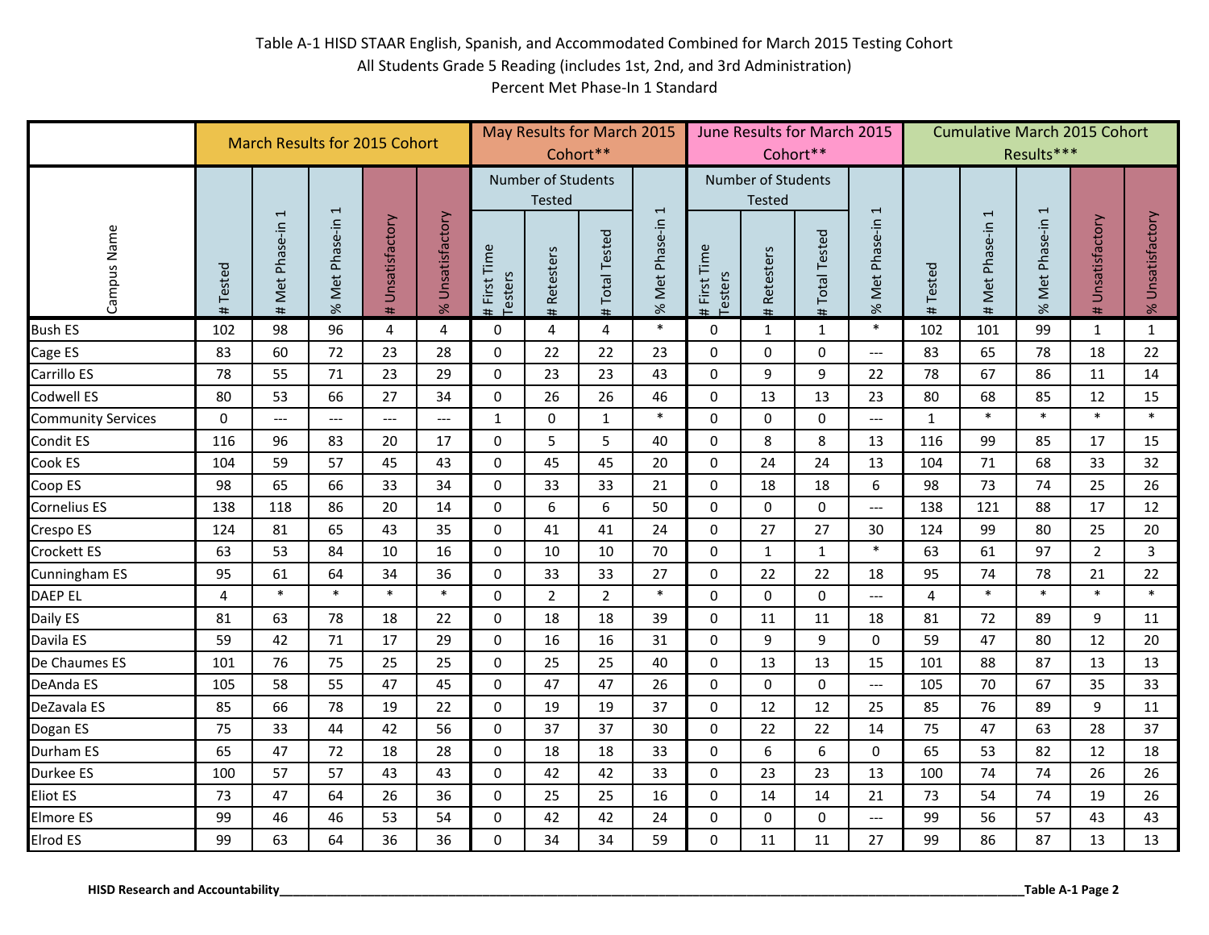Table A-1 HISD STAAR English, Spanish, and Accommodated Combined for March 2015 Testing Cohort
All Students Grade 5 Reading (includes 1st, 2nd, and 3rd Administration)
Percent Met Phase-In 1 Standard

| Campus Name | March Results for 2015 Cohort | | | | | May Results for March 2015 Cohort** | | | | June Results for March 2015 Cohort** | | | | Cumulative March 2015 Cohort Results*** | | | | |
|---|---|---|---|---|---|---|---|---|---|---|---|---|---|---|---|---|---|---|
| | | | | | | Number of Students Tested | | | | Number of Students Tested | | | | | | | | |
| | # Tested | # Met Phase-in 1 | % Met Phase-in 1 | # Unsatisfactory | % Unsatisfactory | # First Time Testers | # Retesters | # Total Tested | % Met Phase-in 1 | # First Time Testers | # Retesters | # Total Tested | % Met Phase-in 1 | # Tested | # Met Phase-in 1 | % Met Phase-in 1 | # Unsatisfactory | % Unsatisfactory |
| Bush ES | 102 | 98 | 96 | 4 | 4 | 0 | 4 | 4 | * | 0 | 1 | 1 | * | 102 | 101 | 99 | 1 | 1 |
| Cage ES | 83 | 60 | 72 | 23 | 28 | 0 | 22 | 22 | 23 | 0 | 0 | 0 | --- | 83 | 65 | 78 | 18 | 22 |
| Carrillo ES | 78 | 55 | 71 | 23 | 29 | 0 | 23 | 23 | 43 | 0 | 9 | 9 | 22 | 78 | 67 | 86 | 11 | 14 |
| Codwell ES | 80 | 53 | 66 | 27 | 34 | 0 | 26 | 26 | 46 | 0 | 13 | 13 | 23 | 80 | 68 | 85 | 12 | 15 |
| Community Services | 0 | --- | --- | --- | --- | 1 | 0 | 1 | * | 0 | 0 | 0 | --- | 1 | * | * | * | * |
| Condit ES | 116 | 96 | 83 | 20 | 17 | 0 | 5 | 5 | 40 | 0 | 8 | 8 | 13 | 116 | 99 | 85 | 17 | 15 |
| Cook ES | 104 | 59 | 57 | 45 | 43 | 0 | 45 | 45 | 20 | 0 | 24 | 24 | 13 | 104 | 71 | 68 | 33 | 32 |
| Coop ES | 98 | 65 | 66 | 33 | 34 | 0 | 33 | 33 | 21 | 0 | 18 | 18 | 6 | 98 | 73 | 74 | 25 | 26 |
| Cornelius ES | 138 | 118 | 86 | 20 | 14 | 0 | 6 | 6 | 50 | 0 | 0 | 0 | --- | 138 | 121 | 88 | 17 | 12 |
| Crespo ES | 124 | 81 | 65 | 43 | 35 | 0 | 41 | 41 | 24 | 0 | 27 | 27 | 30 | 124 | 99 | 80 | 25 | 20 |
| Crockett ES | 63 | 53 | 84 | 10 | 16 | 0 | 10 | 10 | 70 | 0 | 1 | 1 | * | 63 | 61 | 97 | 2 | 3 |
| Cunningham ES | 95 | 61 | 64 | 34 | 36 | 0 | 33 | 33 | 27 | 0 | 22 | 22 | 18 | 95 | 74 | 78 | 21 | 22 |
| DAEP EL | 4 | * | * | * | * | 0 | 2 | 2 | * | 0 | 0 | 0 | --- | 4 | * | * | * | * |
| Daily ES | 81 | 63 | 78 | 18 | 22 | 0 | 18 | 18 | 39 | 0 | 11 | 11 | 18 | 81 | 72 | 89 | 9 | 11 |
| Davila ES | 59 | 42 | 71 | 17 | 29 | 0 | 16 | 16 | 31 | 0 | 9 | 9 | 0 | 59 | 47 | 80 | 12 | 20 |
| De Chaumes ES | 101 | 76 | 75 | 25 | 25 | 0 | 25 | 25 | 40 | 0 | 13 | 13 | 15 | 101 | 88 | 87 | 13 | 13 |
| DeAnda ES | 105 | 58 | 55 | 47 | 45 | 0 | 47 | 47 | 26 | 0 | 0 | 0 | --- | 105 | 70 | 67 | 35 | 33 |
| DeZavala ES | 85 | 66 | 78 | 19 | 22 | 0 | 19 | 19 | 37 | 0 | 12 | 12 | 25 | 85 | 76 | 89 | 9 | 11 |
| Dogan ES | 75 | 33 | 44 | 42 | 56 | 0 | 37 | 37 | 30 | 0 | 22 | 22 | 14 | 75 | 47 | 63 | 28 | 37 |
| Durham ES | 65 | 47 | 72 | 18 | 28 | 0 | 18 | 18 | 33 | 0 | 6 | 6 | 0 | 65 | 53 | 82 | 12 | 18 |
| Durkee ES | 100 | 57 | 57 | 43 | 43 | 0 | 42 | 42 | 33 | 0 | 23 | 23 | 13 | 100 | 74 | 74 | 26 | 26 |
| Eliot ES | 73 | 47 | 64 | 26 | 36 | 0 | 25 | 25 | 16 | 0 | 14 | 14 | 21 | 73 | 54 | 74 | 19 | 26 |
| Elmore ES | 99 | 46 | 46 | 53 | 54 | 0 | 42 | 42 | 24 | 0 | 0 | 0 | --- | 99 | 56 | 57 | 43 | 43 |
| Elrod ES | 99 | 63 | 64 | 36 | 36 | 0 | 34 | 34 | 59 | 0 | 11 | 11 | 27 | 99 | 86 | 87 | 13 | 13 |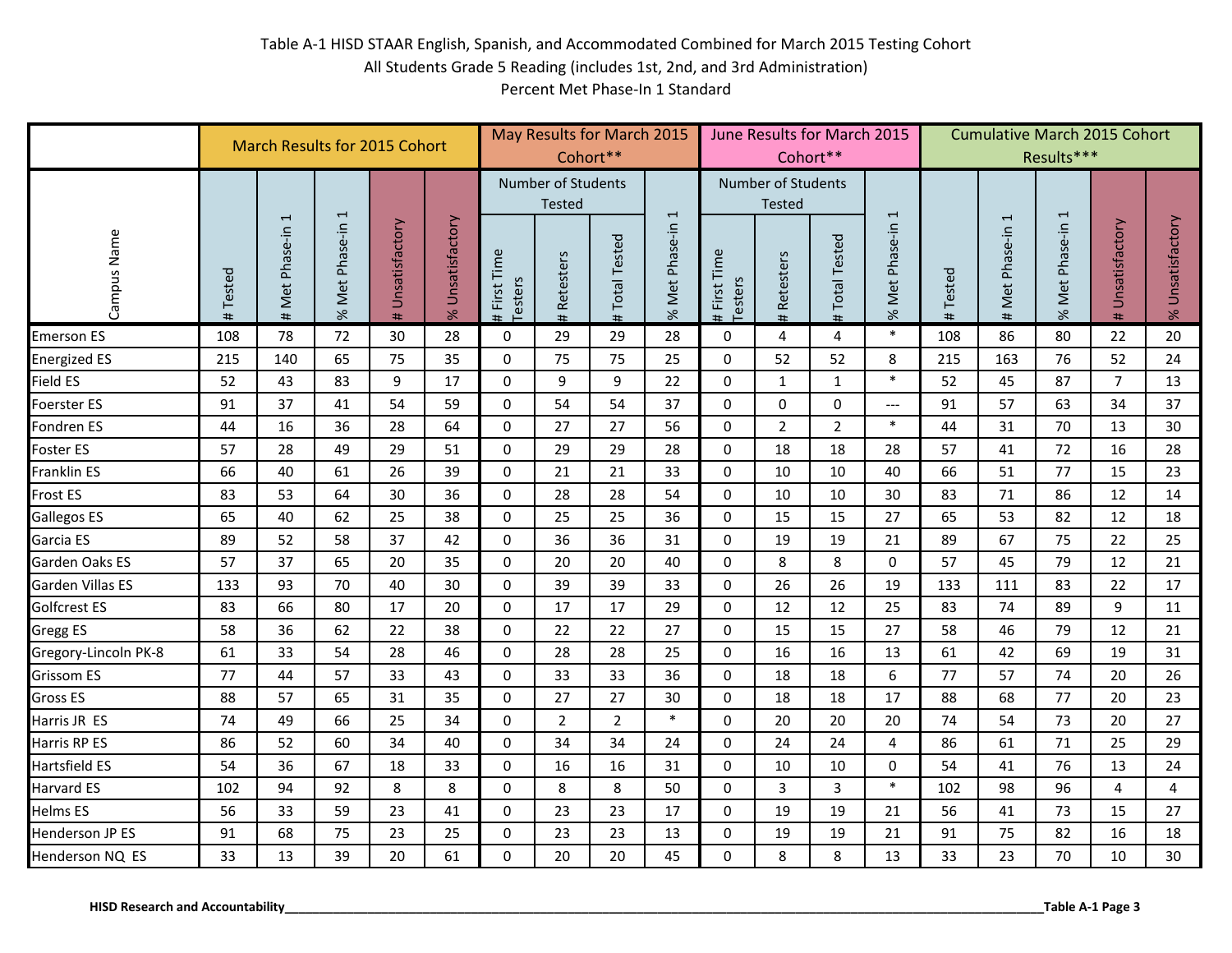Table A-1 HISD STAAR English, Spanish, and Accommodated Combined for March 2015 Testing Cohort
All Students Grade 5 Reading (includes 1st, 2nd, and 3rd Administration)
Percent Met Phase-In 1 Standard

| Campus Name | March Results for 2015 Cohort | | | | | May Results for March 2015 Cohort** | | | | June Results for March 2015 Cohort** | | | | Cumulative March 2015 Cohort Results*** | | | | |
|---|---|---|---|---|---|---|---|---|---|---|---|---|---|---|---|---|---|---|
| | | | | | | Number of Students Tested | | | | Number of Students Tested | | | | | | | | |
| | # Tested | # Met Phase-in 1 | % Met Phase-in 1 | # Unsatisfactory | % Unsatisfactory | # First Time Testers | # Retesters | # Total Tested | % Met Phase-in 1 | # First Time Testers | # Retesters | # Total Tested | % Met Phase-in 1 | # Tested | # Met Phase-in 1 | % Met Phase-in 1 | # Unsatisfactory | % Unsatisfactory |
| Emerson ES | 108 | 78 | 72 | 30 | 28 | 0 | 29 | 29 | 28 | 0 | 4 | 4 | * | 108 | 86 | 80 | 22 | 20 |
| Energized ES | 215 | 140 | 65 | 75 | 35 | 0 | 75 | 75 | 25 | 0 | 52 | 52 | 8 | 215 | 163 | 76 | 52 | 24 |
| Field ES | 52 | 43 | 83 | 9 | 17 | 0 | 9 | 9 | 22 | 0 | 1 | 1 | * | 52 | 45 | 87 | 7 | 13 |
| Foerster ES | 91 | 37 | 41 | 54 | 59 | 0 | 54 | 54 | 37 | 0 | 0 | 0 | --- | 91 | 57 | 63 | 34 | 37 |
| Fondren ES | 44 | 16 | 36 | 28 | 64 | 0 | 27 | 27 | 56 | 0 | 2 | 2 | * | 44 | 31 | 70 | 13 | 30 |
| Foster ES | 57 | 28 | 49 | 29 | 51 | 0 | 29 | 29 | 28 | 0 | 18 | 18 | 28 | 57 | 41 | 72 | 16 | 28 |
| Franklin ES | 66 | 40 | 61 | 26 | 39 | 0 | 21 | 21 | 33 | 0 | 10 | 10 | 40 | 66 | 51 | 77 | 15 | 23 |
| Frost ES | 83 | 53 | 64 | 30 | 36 | 0 | 28 | 28 | 54 | 0 | 10 | 10 | 30 | 83 | 71 | 86 | 12 | 14 |
| Gallegos ES | 65 | 40 | 62 | 25 | 38 | 0 | 25 | 25 | 36 | 0 | 15 | 15 | 27 | 65 | 53 | 82 | 12 | 18 |
| Garcia ES | 89 | 52 | 58 | 37 | 42 | 0 | 36 | 36 | 31 | 0 | 19 | 19 | 21 | 89 | 67 | 75 | 22 | 25 |
| Garden Oaks ES | 57 | 37 | 65 | 20 | 35 | 0 | 20 | 20 | 40 | 0 | 8 | 8 | 0 | 57 | 45 | 79 | 12 | 21 |
| Garden Villas ES | 133 | 93 | 70 | 40 | 30 | 0 | 39 | 39 | 33 | 0 | 26 | 26 | 19 | 133 | 111 | 83 | 22 | 17 |
| Golfcrest ES | 83 | 66 | 80 | 17 | 20 | 0 | 17 | 17 | 29 | 0 | 12 | 12 | 25 | 83 | 74 | 89 | 9 | 11 |
| Gregg ES | 58 | 36 | 62 | 22 | 38 | 0 | 22 | 22 | 27 | 0 | 15 | 15 | 27 | 58 | 46 | 79 | 12 | 21 |
| Gregory-Lincoln PK-8 | 61 | 33 | 54 | 28 | 46 | 0 | 28 | 28 | 25 | 0 | 16 | 16 | 13 | 61 | 42 | 69 | 19 | 31 |
| Grissom ES | 77 | 44 | 57 | 33 | 43 | 0 | 33 | 33 | 36 | 0 | 18 | 18 | 6 | 77 | 57 | 74 | 20 | 26 |
| Gross ES | 88 | 57 | 65 | 31 | 35 | 0 | 27 | 27 | 30 | 0 | 18 | 18 | 17 | 88 | 68 | 77 | 20 | 23 |
| Harris JR ES | 74 | 49 | 66 | 25 | 34 | 0 | 2 | 2 | * | 0 | 20 | 20 | 20 | 74 | 54 | 73 | 20 | 27 |
| Harris RP ES | 86 | 52 | 60 | 34 | 40 | 0 | 34 | 34 | 24 | 0 | 24 | 24 | 4 | 86 | 61 | 71 | 25 | 29 |
| Hartsfield ES | 54 | 36 | 67 | 18 | 33 | 0 | 16 | 16 | 31 | 0 | 10 | 10 | 0 | 54 | 41 | 76 | 13 | 24 |
| Harvard ES | 102 | 94 | 92 | 8 | 8 | 0 | 8 | 8 | 50 | 0 | 3 | 3 | * | 102 | 98 | 96 | 4 | 4 |
| Helms ES | 56 | 33 | 59 | 23 | 41 | 0 | 23 | 23 | 17 | 0 | 19 | 19 | 21 | 56 | 41 | 73 | 15 | 27 |
| Henderson JP ES | 91 | 68 | 75 | 23 | 25 | 0 | 23 | 23 | 13 | 0 | 19 | 19 | 21 | 91 | 75 | 82 | 16 | 18 |
| Henderson NQ ES | 33 | 13 | 39 | 20 | 61 | 0 | 20 | 20 | 45 | 0 | 8 | 8 | 13 | 33 | 23 | 70 | 10 | 30 |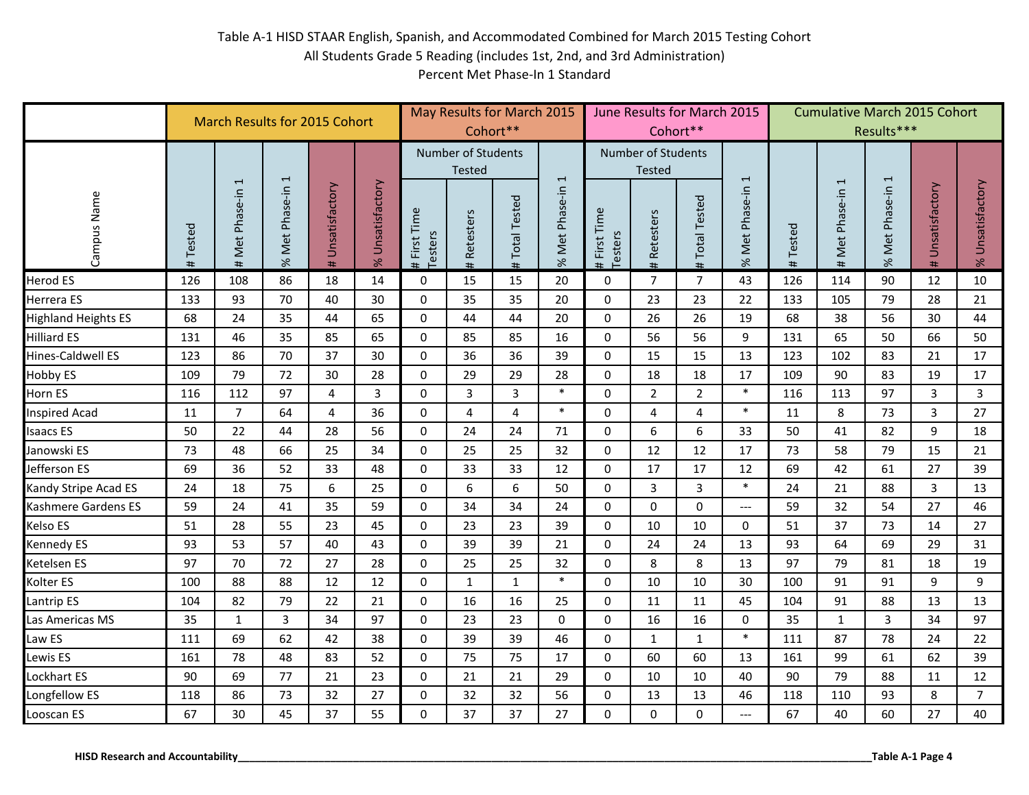Table A-1 HISD STAAR English, Spanish, and Accommodated Combined for March 2015 Testing Cohort
All Students Grade 5 Reading (includes 1st, 2nd, and 3rd Administration)
Percent Met Phase-In 1 Standard

| Campus Name | March Results for 2015 Cohort | | | | | May Results for March 2015 Cohort** | | | | June Results for March 2015 Cohort** | | | | Cumulative March 2015 Cohort Results*** | | | | |
|---|---|---|---|---|---|---|---|---|---|---|---|---|---|---|---|---|---|---|
| | | | | | | Number of Students Tested | | | | Number of Students Tested | | | | | | | | |
| | # Tested | # Met Phase-in 1 | % Met Phase-in 1 | # Unsatisfactory | % Unsatisfactory | # First Time Testers | # Retesters | # Total Tested | % Met Phase-in 1 | # First Time Testers | # Retesters | # Total Tested | % Met Phase-in 1 | # Tested | # Met Phase-in 1 | % Met Phase-in 1 | # Unsatisfactory | % Unsatisfactory |
| Herod ES | 126 | 108 | 86 | 18 | 14 | 0 | 15 | 15 | 20 | 0 | 7 | 7 | 43 | 126 | 114 | 90 | 12 | 10 |
| Herrera ES | 133 | 93 | 70 | 40 | 30 | 0 | 35 | 35 | 20 | 0 | 23 | 23 | 22 | 133 | 105 | 79 | 28 | 21 |
| Highland Heights ES | 68 | 24 | 35 | 44 | 65 | 0 | 44 | 44 | 20 | 0 | 26 | 26 | 19 | 68 | 38 | 56 | 30 | 44 |
| Hilliard ES | 131 | 46 | 35 | 85 | 65 | 0 | 85 | 85 | 16 | 0 | 56 | 56 | 9 | 131 | 65 | 50 | 66 | 50 |
| Hines-Caldwell ES | 123 | 86 | 70 | 37 | 30 | 0 | 36 | 36 | 39 | 0 | 15 | 15 | 13 | 123 | 102 | 83 | 21 | 17 |
| Hobby ES | 109 | 79 | 72 | 30 | 28 | 0 | 29 | 29 | 28 | 0 | 18 | 18 | 17 | 109 | 90 | 83 | 19 | 17 |
| Horn ES | 116 | 112 | 97 | 4 | 3 | 0 | 3 | 3 | * | 0 | 2 | 2 | * | 116 | 113 | 97 | 3 | 3 |
| Inspired Acad | 11 | 7 | 64 | 4 | 36 | 0 | 4 | 4 | * | 0 | 4 | 4 | * | 11 | 8 | 73 | 3 | 27 |
| Isaacs ES | 50 | 22 | 44 | 28 | 56 | 0 | 24 | 24 | 71 | 0 | 6 | 6 | 33 | 50 | 41 | 82 | 9 | 18 |
| Janowski ES | 73 | 48 | 66 | 25 | 34 | 0 | 25 | 25 | 32 | 0 | 12 | 12 | 17 | 73 | 58 | 79 | 15 | 21 |
| Jefferson ES | 69 | 36 | 52 | 33 | 48 | 0 | 33 | 33 | 12 | 0 | 17 | 17 | 12 | 69 | 42 | 61 | 27 | 39 |
| Kandy Stripe Acad ES | 24 | 18 | 75 | 6 | 25 | 0 | 6 | 6 | 50 | 0 | 3 | 3 | * | 24 | 21 | 88 | 3 | 13 |
| Kashmere Gardens ES | 59 | 24 | 41 | 35 | 59 | 0 | 34 | 34 | 24 | 0 | 0 | 0 | --- | 59 | 32 | 54 | 27 | 46 |
| Kelso ES | 51 | 28 | 55 | 23 | 45 | 0 | 23 | 23 | 39 | 0 | 10 | 10 | 0 | 51 | 37 | 73 | 14 | 27 |
| Kennedy ES | 93 | 53 | 57 | 40 | 43 | 0 | 39 | 39 | 21 | 0 | 24 | 24 | 13 | 93 | 64 | 69 | 29 | 31 |
| Ketelsen ES | 97 | 70 | 72 | 27 | 28 | 0 | 25 | 25 | 32 | 0 | 8 | 8 | 13 | 97 | 79 | 81 | 18 | 19 |
| Kolter ES | 100 | 88 | 88 | 12 | 12 | 0 | 1 | 1 | * | 0 | 10 | 10 | 30 | 100 | 91 | 91 | 9 | 9 |
| Lantrip ES | 104 | 82 | 79 | 22 | 21 | 0 | 16 | 16 | 25 | 0 | 11 | 11 | 45 | 104 | 91 | 88 | 13 | 13 |
| Las Americas MS | 35 | 1 | 3 | 34 | 97 | 0 | 23 | 23 | 0 | 0 | 16 | 16 | 0 | 35 | 1 | 3 | 34 | 97 |
| Law ES | 111 | 69 | 62 | 42 | 38 | 0 | 39 | 39 | 46 | 0 | 1 | 1 | * | 111 | 87 | 78 | 24 | 22 |
| Lewis ES | 161 | 78 | 48 | 83 | 52 | 0 | 75 | 75 | 17 | 0 | 60 | 60 | 13 | 161 | 99 | 61 | 62 | 39 |
| Lockhart ES | 90 | 69 | 77 | 21 | 23 | 0 | 21 | 21 | 29 | 0 | 10 | 10 | 40 | 90 | 79 | 88 | 11 | 12 |
| Longfellow ES | 118 | 86 | 73 | 32 | 27 | 0 | 32 | 32 | 56 | 0 | 13 | 13 | 46 | 118 | 110 | 93 | 8 | 7 |
| Looscan ES | 67 | 30 | 45 | 37 | 55 | 0 | 37 | 37 | 27 | 0 | 0 | 0 | --- | 67 | 40 | 60 | 27 | 40 |

HISD Research and Accountability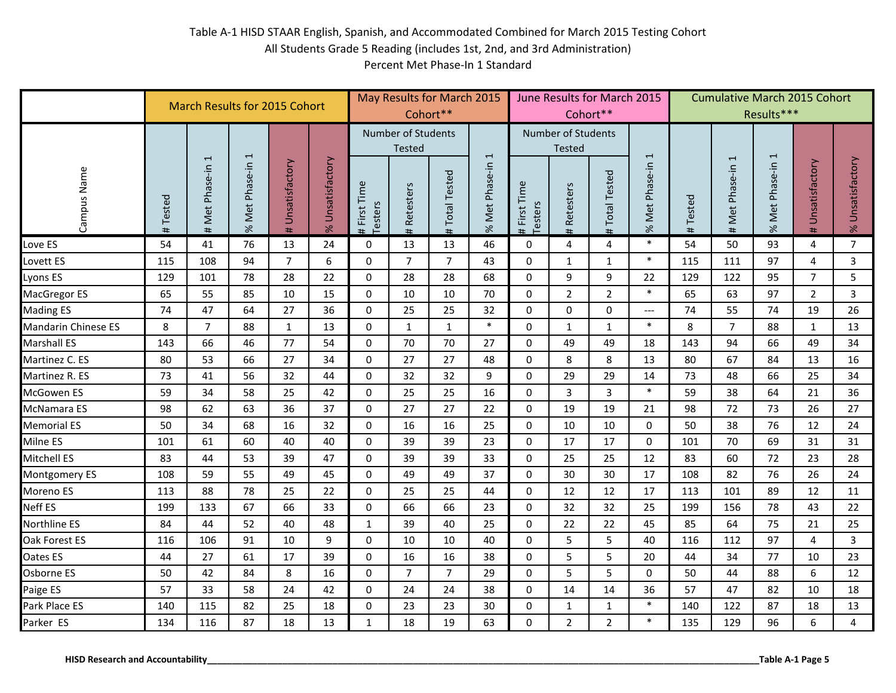Table A-1 HISD STAAR English, Spanish, and Accommodated Combined for March 2015 Testing Cohort
All Students Grade 5 Reading (includes 1st, 2nd, and 3rd Administration)
Percent Met Phase-In 1 Standard

| Campus Name | March Results for 2015 Cohort | | | | | May Results for March 2015 Cohort** | | | | June Results for March 2015 Cohort** | | | | Cumulative March 2015 Cohort Results*** | | | | |
|---|---|---|---|---|---|---|---|---|---|---|---|---|---|---|---|---|---|---|
| | | | | | | Number of Students Tested | | | | Number of Students Tested | | | | | | | | |
| | # Tested | # Met Phase-in 1 | % Met Phase-in 1 | # Unsatisfactory | % Unsatisfactory | # First Time Testers | # Retesters | # Total Tested | % Met Phase-in 1 | # First Time Testers | # Retesters | # Total Tested | % Met Phase-in 1 | # Tested | # Met Phase-in 1 | % Met Phase-in 1 | # Unsatisfactory | % Unsatisfactory |
| Love ES | 54 | 41 | 76 | 13 | 24 | 0 | 13 | 13 | 46 | 0 | 4 | 4 | * | 54 | 50 | 93 | 4 | 7 |
| Lovett ES | 115 | 108 | 94 | 7 | 6 | 0 | 7 | 7 | 43 | 0 | 1 | 1 | * | 115 | 111 | 97 | 4 | 3 |
| Lyons ES | 129 | 101 | 78 | 28 | 22 | 0 | 28 | 28 | 68 | 0 | 9 | 9 | 22 | 129 | 122 | 95 | 7 | 5 |
| MacGregor ES | 65 | 55 | 85 | 10 | 15 | 0 | 10 | 10 | 70 | 0 | 2 | 2 | * | 65 | 63 | 97 | 2 | 3 |
| Mading ES | 74 | 47 | 64 | 27 | 36 | 0 | 25 | 25 | 32 | 0 | 0 | 0 | --- | 74 | 55 | 74 | 19 | 26 |
| Mandarin Chinese ES | 8 | 7 | 88 | 1 | 13 | 0 | 1 | 1 | * | 0 | 1 | 1 | * | 8 | 7 | 88 | 1 | 13 |
| Marshall ES | 143 | 66 | 46 | 77 | 54 | 0 | 70 | 70 | 27 | 0 | 49 | 49 | 18 | 143 | 94 | 66 | 49 | 34 |
| Martinez C. ES | 80 | 53 | 66 | 27 | 34 | 0 | 27 | 27 | 48 | 0 | 8 | 8 | 13 | 80 | 67 | 84 | 13 | 16 |
| Martinez R. ES | 73 | 41 | 56 | 32 | 44 | 0 | 32 | 32 | 9 | 0 | 29 | 29 | 14 | 73 | 48 | 66 | 25 | 34 |
| McGowen ES | 59 | 34 | 58 | 25 | 42 | 0 | 25 | 25 | 16 | 0 | 3 | 3 | * | 59 | 38 | 64 | 21 | 36 |
| McNamara ES | 98 | 62 | 63 | 36 | 37 | 0 | 27 | 27 | 22 | 0 | 19 | 19 | 21 | 98 | 72 | 73 | 26 | 27 |
| Memorial ES | 50 | 34 | 68 | 16 | 32 | 0 | 16 | 16 | 25 | 0 | 10 | 10 | 0 | 50 | 38 | 76 | 12 | 24 |
| Milne ES | 101 | 61 | 60 | 40 | 40 | 0 | 39 | 39 | 23 | 0 | 17 | 17 | 0 | 101 | 70 | 69 | 31 | 31 |
| Mitchell ES | 83 | 44 | 53 | 39 | 47 | 0 | 39 | 39 | 33 | 0 | 25 | 25 | 12 | 83 | 60 | 72 | 23 | 28 |
| Montgomery ES | 108 | 59 | 55 | 49 | 45 | 0 | 49 | 49 | 37 | 0 | 30 | 30 | 17 | 108 | 82 | 76 | 26 | 24 |
| Moreno ES | 113 | 88 | 78 | 25 | 22 | 0 | 25 | 25 | 44 | 0 | 12 | 12 | 17 | 113 | 101 | 89 | 12 | 11 |
| Neff ES | 199 | 133 | 67 | 66 | 33 | 0 | 66 | 66 | 23 | 0 | 32 | 32 | 25 | 199 | 156 | 78 | 43 | 22 |
| Northline ES | 84 | 44 | 52 | 40 | 48 | 1 | 39 | 40 | 25 | 0 | 22 | 22 | 45 | 85 | 64 | 75 | 21 | 25 |
| Oak Forest ES | 116 | 106 | 91 | 10 | 9 | 0 | 10 | 10 | 40 | 0 | 5 | 5 | 40 | 116 | 112 | 97 | 4 | 3 |
| Oates ES | 44 | 27 | 61 | 17 | 39 | 0 | 16 | 16 | 38 | 0 | 5 | 5 | 20 | 44 | 34 | 77 | 10 | 23 |
| Osborne ES | 50 | 42 | 84 | 8 | 16 | 0 | 7 | 7 | 29 | 0 | 5 | 5 | 0 | 50 | 44 | 88 | 6 | 12 |
| Paige ES | 57 | 33 | 58 | 24 | 42 | 0 | 24 | 24 | 38 | 0 | 14 | 14 | 36 | 57 | 47 | 82 | 10 | 18 |
| Park Place ES | 140 | 115 | 82 | 25 | 18 | 0 | 23 | 23 | 30 | 0 | 1 | 1 | * | 140 | 122 | 87 | 18 | 13 |
| Parker ES | 134 | 116 | 87 | 18 | 13 | 1 | 18 | 19 | 63 | 0 | 2 | 2 | * | 135 | 129 | 96 | 6 | 4 |

**HISD Research and Accountability**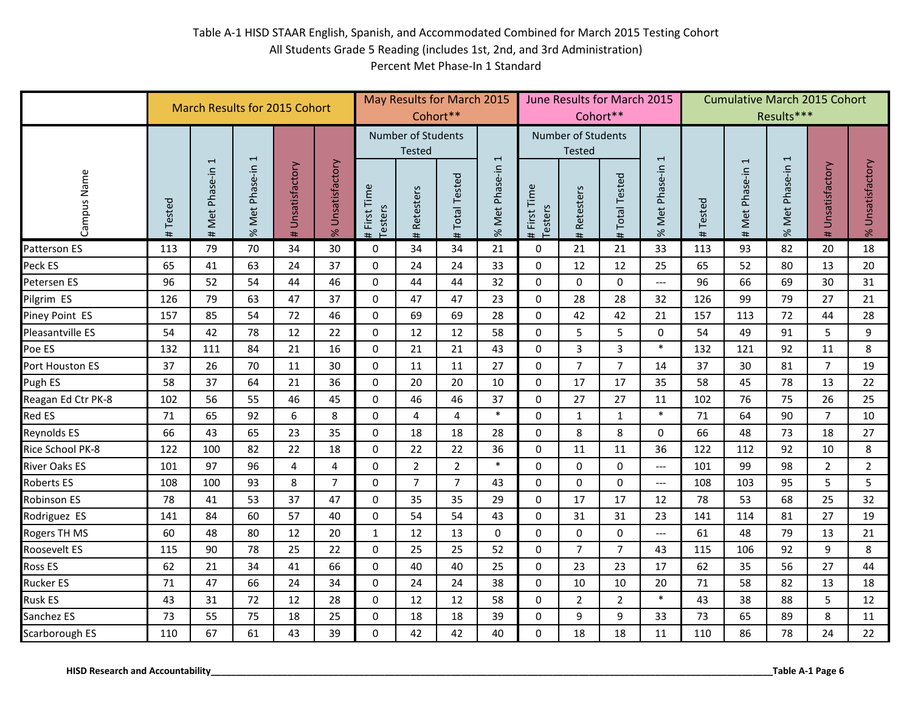Table A-1 HISD STAAR English, Spanish, and Accommodated Combined for March 2015 Testing Cohort
All Students Grade 5 Reading (includes 1st, 2nd, and 3rd Administration)
Percent Met Phase-In 1 Standard

| | March Results for 2015 Cohort | | | | | May Results for March 2015 Cohort** | | | | June Results for March 2015 Cohort** | | | | Cumulative March 2015 Cohort Results*** | | | | |
|---|---|---|---|---|---|---|---|---|---|---|---|---|---|---|---|---|---|---|
| | | | | | | Number of Students Tested | | | | Number of Students Tested | | | | | | | | |
| Campus Name | # Tested | # Met Phase-in 1 | % Met Phase-in 1 | # Unsatisfactory | % Unsatisfactory | # First Time Testers | # Retesters | # Total Tested | % Met Phase-in 1 | # First Time Testers | # Retesters | # Total Tested | % Met Phase-in 1 | # Tested | # Met Phase-in 1 | % Met Phase-in 1 | # Unsatisfactory | % Unsatisfactory |
| Patterson ES | 113 | 79 | 70 | 34 | 30 | 0 | 34 | 34 | 21 | 0 | 21 | 21 | 33 | 113 | 93 | 82 | 20 | 18 |
| Peck ES | 65 | 41 | 63 | 24 | 37 | 0 | 24 | 24 | 33 | 0 | 12 | 12 | 25 | 65 | 52 | 80 | 13 | 20 |
| Petersen ES | 96 | 52 | 54 | 44 | 46 | 0 | 44 | 44 | 32 | 0 | 0 | 0 | --- | 96 | 66 | 69 | 30 | 31 |
| Pilgrim ES | 126 | 79 | 63 | 47 | 37 | 0 | 47 | 47 | 23 | 0 | 28 | 28 | 32 | 126 | 99 | 79 | 27 | 21 |
| Piney Point ES | 157 | 85 | 54 | 72 | 46 | 0 | 69 | 69 | 28 | 0 | 42 | 42 | 21 | 157 | 113 | 72 | 44 | 28 |
| Pleasantville ES | 54 | 42 | 78 | 12 | 22 | 0 | 12 | 12 | 58 | 0 | 5 | 5 | 0 | 54 | 49 | 91 | 5 | 9 |
| Poe ES | 132 | 111 | 84 | 21 | 16 | 0 | 21 | 21 | 43 | 0 | 3 | 3 | * | 132 | 121 | 92 | 11 | 8 |
| Port Houston ES | 37 | 26 | 70 | 11 | 30 | 0 | 11 | 11 | 27 | 0 | 7 | 7 | 14 | 37 | 30 | 81 | 7 | 19 |
| Pugh ES | 58 | 37 | 64 | 21 | 36 | 0 | 20 | 20 | 10 | 0 | 17 | 17 | 35 | 58 | 45 | 78 | 13 | 22 |
| Reagan Ed Ctr PK-8 | 102 | 56 | 55 | 46 | 45 | 0 | 46 | 46 | 37 | 0 | 27 | 27 | 11 | 102 | 76 | 75 | 26 | 25 |
| Red ES | 71 | 65 | 92 | 6 | 8 | 0 | 4 | 4 | * | 0 | 1 | 1 | * | 71 | 64 | 90 | 7 | 10 |
| Reynolds ES | 66 | 43 | 65 | 23 | 35 | 0 | 18 | 18 | 28 | 0 | 8 | 8 | 0 | 66 | 48 | 73 | 18 | 27 |
| Rice School PK-8 | 122 | 100 | 82 | 22 | 18 | 0 | 22 | 22 | 36 | 0 | 11 | 11 | 36 | 122 | 112 | 92 | 10 | 8 |
| River Oaks ES | 101 | 97 | 96 | 4 | 4 | 0 | 2 | 2 | * | 0 | 0 | 0 | --- | 101 | 99 | 98 | 2 | 2 |
| Roberts ES | 108 | 100 | 93 | 8 | 7 | 0 | 7 | 7 | 43 | 0 | 0 | 0 | --- | 108 | 103 | 95 | 5 | 5 |
| Robinson ES | 78 | 41 | 53 | 37 | 47 | 0 | 35 | 35 | 29 | 0 | 17 | 17 | 12 | 78 | 53 | 68 | 25 | 32 |
| Rodriguez ES | 141 | 84 | 60 | 57 | 40 | 0 | 54 | 54 | 43 | 0 | 31 | 31 | 23 | 141 | 114 | 81 | 27 | 19 |
| Rogers TH MS | 60 | 48 | 80 | 12 | 20 | 1 | 12 | 13 | 0 | 0 | 0 | 0 | --- | 61 | 48 | 79 | 13 | 21 |
| Roosevelt ES | 115 | 90 | 78 | 25 | 22 | 0 | 25 | 25 | 52 | 0 | 7 | 7 | 43 | 115 | 106 | 92 | 9 | 8 |
| Ross ES | 62 | 21 | 34 | 41 | 66 | 0 | 40 | 40 | 25 | 0 | 23 | 23 | 17 | 62 | 35 | 56 | 27 | 44 |
| Rucker ES | 71 | 47 | 66 | 24 | 34 | 0 | 24 | 24 | 38 | 0 | 10 | 10 | 20 | 71 | 58 | 82 | 13 | 18 |
| Rusk ES | 43 | 31 | 72 | 12 | 28 | 0 | 12 | 12 | 58 | 0 | 2 | 2 | * | 43 | 38 | 88 | 5 | 12 |
| Sanchez ES | 73 | 55 | 75 | 18 | 25 | 0 | 18 | 18 | 39 | 0 | 9 | 9 | 33 | 73 | 65 | 89 | 8 | 11 |
| Scarborough ES | 110 | 67 | 61 | 43 | 39 | 0 | 42 | 42 | 40 | 0 | 18 | 18 | 11 | 110 | 86 | 78 | 24 | 22 |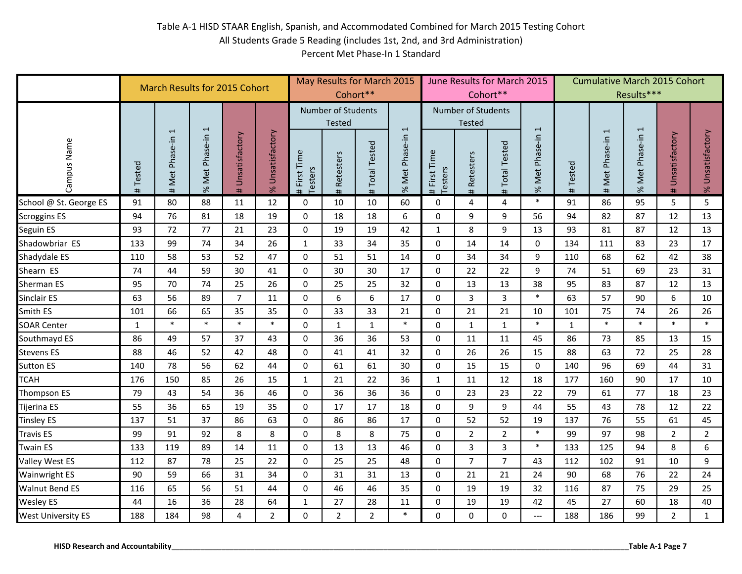Table A-1 HISD STAAR English, Spanish, and Accommodated Combined for March 2015 Testing Cohort
All Students Grade 5 Reading (includes 1st, 2nd, and 3rd Administration)
Percent Met Phase-In 1 Standard

| | March Results for 2015 Cohort | | | | | May Results for March 2015 Cohort** | | | | June Results for March 2015 Cohort** | | | | Cumulative March 2015 Cohort Results*** | | | | |
|---|---|---|---|---|---|---|---|---|---|---|---|---|---|---|---|---|---|---|
| | | | | | | Number of Students Tested | | | | Number of Students Tested | | | | | | | | |
| Campus Name | # Tested | # Met Phase-in 1 | % Met Phase-in 1 | # Unsatisfactory | % Unsatisfactory | # First Time Testers | # Retesters | # Total Tested | % Met Phase-in 1 | # First Time Testers | # Retesters | # Total Tested | % Met Phase-in 1 | # Tested | # Met Phase-in 1 | % Met Phase-in 1 | # Unsatisfactory | % Unsatisfactory |
| School @ St. George ES | 91 | 80 | 88 | 11 | 12 | 0 | 10 | 10 | 60 | 0 | 4 | 4 | * | 91 | 86 | 95 | 5 | 5 |
| Scroggins ES | 94 | 76 | 81 | 18 | 19 | 0 | 18 | 18 | 6 | 0 | 9 | 9 | 56 | 94 | 82 | 87 | 12 | 13 |
| Seguin ES | 93 | 72 | 77 | 21 | 23 | 0 | 19 | 19 | 42 | 1 | 8 | 9 | 13 | 93 | 81 | 87 | 12 | 13 |
| Shadowbriar ES | 133 | 99 | 74 | 34 | 26 | 1 | 33 | 34 | 35 | 0 | 14 | 14 | 0 | 134 | 111 | 83 | 23 | 17 |
| Shadydale ES | 110 | 58 | 53 | 52 | 47 | 0 | 51 | 51 | 14 | 0 | 34 | 34 | 9 | 110 | 68 | 62 | 42 | 38 |
| Shearn ES | 74 | 44 | 59 | 30 | 41 | 0 | 30 | 30 | 17 | 0 | 22 | 22 | 9 | 74 | 51 | 69 | 23 | 31 |
| Sherman ES | 95 | 70 | 74 | 25 | 26 | 0 | 25 | 25 | 32 | 0 | 13 | 13 | 38 | 95 | 83 | 87 | 12 | 13 |
| Sinclair ES | 63 | 56 | 89 | 7 | 11 | 0 | 6 | 6 | 17 | 0 | 3 | 3 | * | 63 | 57 | 90 | 6 | 10 |
| Smith ES | 101 | 66 | 65 | 35 | 35 | 0 | 33 | 33 | 21 | 0 | 21 | 21 | 10 | 101 | 75 | 74 | 26 | 26 |
| SOAR Center | 1 | * | * | * | * | 0 | 1 | 1 | * | 0 | 1 | 1 | * | 1 | * | * | * | * |
| Southmayd ES | 86 | 49 | 57 | 37 | 43 | 0 | 36 | 36 | 53 | 0 | 11 | 11 | 45 | 86 | 73 | 85 | 13 | 15 |
| Stevens ES | 88 | 46 | 52 | 42 | 48 | 0 | 41 | 41 | 32 | 0 | 26 | 26 | 15 | 88 | 63 | 72 | 25 | 28 |
| Sutton ES | 140 | 78 | 56 | 62 | 44 | 0 | 61 | 61 | 30 | 0 | 15 | 15 | 0 | 140 | 96 | 69 | 44 | 31 |
| TCAH | 176 | 150 | 85 | 26 | 15 | 1 | 21 | 22 | 36 | 1 | 11 | 12 | 18 | 177 | 160 | 90 | 17 | 10 |
| Thompson ES | 79 | 43 | 54 | 36 | 46 | 0 | 36 | 36 | 36 | 0 | 23 | 23 | 22 | 79 | 61 | 77 | 18 | 23 |
| Tijerina ES | 55 | 36 | 65 | 19 | 35 | 0 | 17 | 17 | 18 | 0 | 9 | 9 | 44 | 55 | 43 | 78 | 12 | 22 |
| Tinsley ES | 137 | 51 | 37 | 86 | 63 | 0 | 86 | 86 | 17 | 0 | 52 | 52 | 19 | 137 | 76 | 55 | 61 | 45 |
| Travis ES | 99 | 91 | 92 | 8 | 8 | 0 | 8 | 8 | 75 | 0 | 2 | 2 | * | 99 | 97 | 98 | 2 | 2 |
| Twain ES | 133 | 119 | 89 | 14 | 11 | 0 | 13 | 13 | 46 | 0 | 3 | 3 | * | 133 | 125 | 94 | 8 | 6 |
| Valley West ES | 112 | 87 | 78 | 25 | 22 | 0 | 25 | 25 | 48 | 0 | 7 | 7 | 43 | 112 | 102 | 91 | 10 | 9 |
| Wainwright ES | 90 | 59 | 66 | 31 | 34 | 0 | 31 | 31 | 13 | 0 | 21 | 21 | 24 | 90 | 68 | 76 | 22 | 24 |
| Walnut Bend ES | 116 | 65 | 56 | 51 | 44 | 0 | 46 | 46 | 35 | 0 | 19 | 19 | 32 | 116 | 87 | 75 | 29 | 25 |
| Wesley ES | 44 | 16 | 36 | 28 | 64 | 1 | 27 | 28 | 11 | 0 | 19 | 19 | 42 | 45 | 27 | 60 | 18 | 40 |
| West University ES | 188 | 184 | 98 | 4 | 2 | 0 | 2 | 2 | * | 0 | 0 | 0 | --- | 188 | 186 | 99 | 2 | 1 |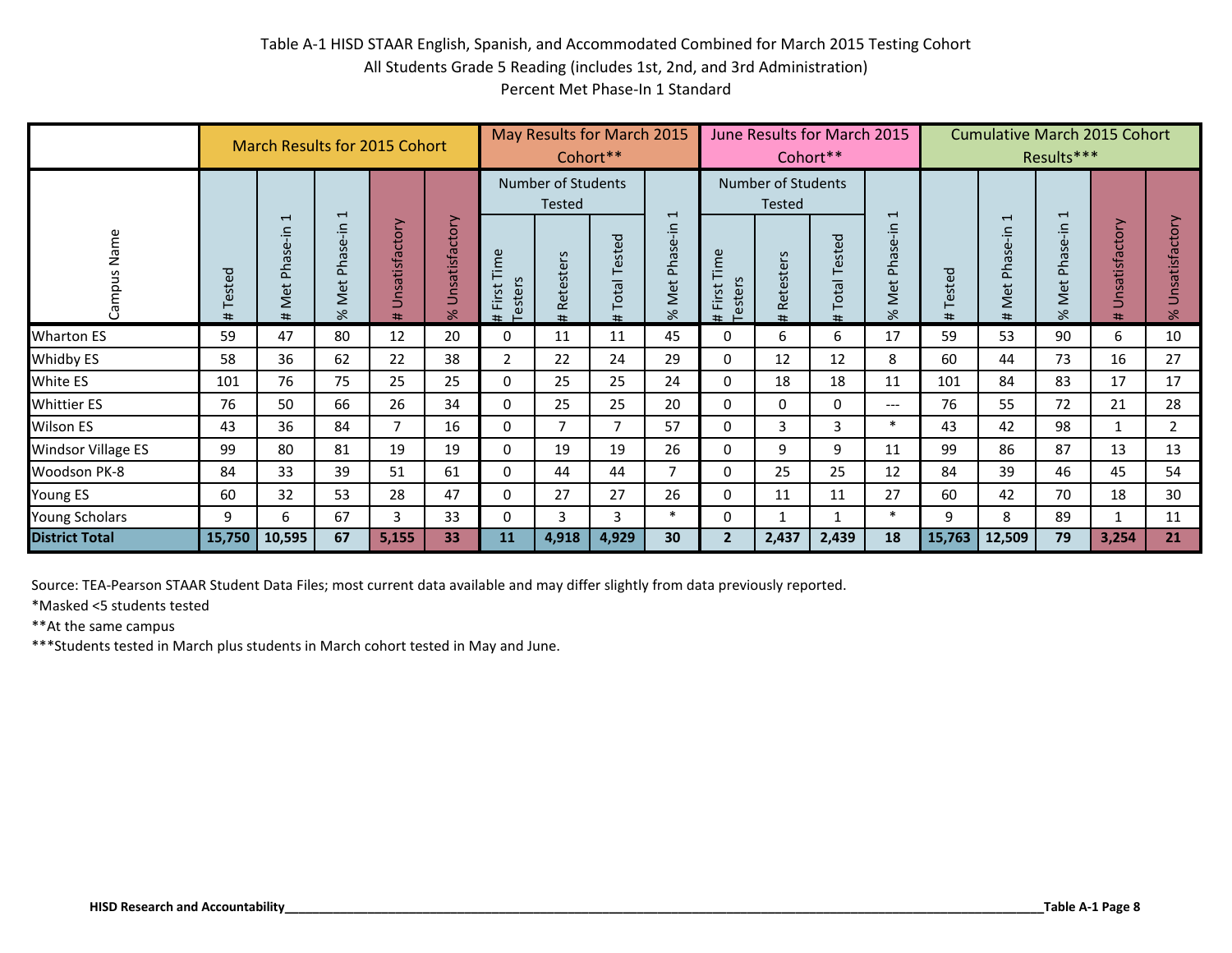Table A-1 HISD STAAR English, Spanish, and Accommodated Combined for March 2015 Testing Cohort
All Students Grade 5 Reading (includes 1st, 2nd, and 3rd Administration)
Percent Met Phase-In 1 Standard

| Campus Name | March Results for 2015 Cohort | | | | | May Results for March 2015 Cohort** | | | | June Results for March 2015 Cohort** | | | | Cumulative March 2015 Cohort Results*** | | | | |
|---|---|---|---|---|---|---|---|---|---|---|---|---|---|---|---|---|---|---|
| | # Tested | # Met Phase-in 1 | % Met Phase-in 1 | # Unsatisfactory | % Unsatisfactory | Number of Students Tested: # First Time Testers | Number of Students Tested: # Retesters | Number of Students Tested: # Total Tested | % Met Phase-in 1 | Number of Students Tested: # First Time Testers | Number of Students Tested: # Retesters | Number of Students Tested: # Total Tested | % Met Phase-in 1 | # Tested | # Met Phase-in 1 | % Met Phase-in 1 | # Unsatisfactory | % Unsatisfactory |
| Wharton ES | 59 | 47 | 80 | 12 | 20 | 0 | 11 | 11 | 45 | 0 | 6 | 6 | 17 | 59 | 53 | 90 | 6 | 10 |
| Whidby ES | 58 | 36 | 62 | 22 | 38 | 2 | 22 | 24 | 29 | 0 | 12 | 12 | 8 | 60 | 44 | 73 | 16 | 27 |
| White ES | 101 | 76 | 75 | 25 | 25 | 0 | 25 | 25 | 24 | 0 | 18 | 18 | 11 | 101 | 84 | 83 | 17 | 17 |
| Whittier ES | 76 | 50 | 66 | 26 | 34 | 0 | 25 | 25 | 20 | 0 | 0 | 0 | --- | 76 | 55 | 72 | 21 | 28 |
| Wilson ES | 43 | 36 | 84 | 7 | 16 | 0 | 7 | 7 | 57 | 0 | 3 | 3 | * | 43 | 42 | 98 | 1 | 2 |
| Windsor Village ES | 99 | 80 | 81 | 19 | 19 | 0 | 19 | 19 | 26 | 0 | 9 | 9 | 11 | 99 | 86 | 87 | 13 | 13 |
| Woodson PK-8 | 84 | 33 | 39 | 51 | 61 | 0 | 44 | 44 | 7 | 0 | 25 | 25 | 12 | 84 | 39 | 46 | 45 | 54 |
| Young ES | 60 | 32 | 53 | 28 | 47 | 0 | 27 | 27 | 26 | 0 | 11 | 11 | 27 | 60 | 42 | 70 | 18 | 30 |
| Young Scholars | 9 | 6 | 67 | 3 | 33 | 0 | 3 | 3 | * | 0 | 1 | 1 | * | 9 | 8 | 89 | 1 | 11 |
| **District Total** | **15,750** | **10,595** | **67** | **5,155** | **33** | **11** | **4,918** | **4,929** | **30** | **2** | **2,437** | **2,439** | **18** | **15,763** | **12,509** | **79** | **3,254** | **21** |

Source: TEA-Pearson STAAR Student Data Files; most current data available and may differ slightly from data previously reported.

*Masked <5 students tested

**At the same campus

***Students tested in March plus students in March cohort tested in May and June.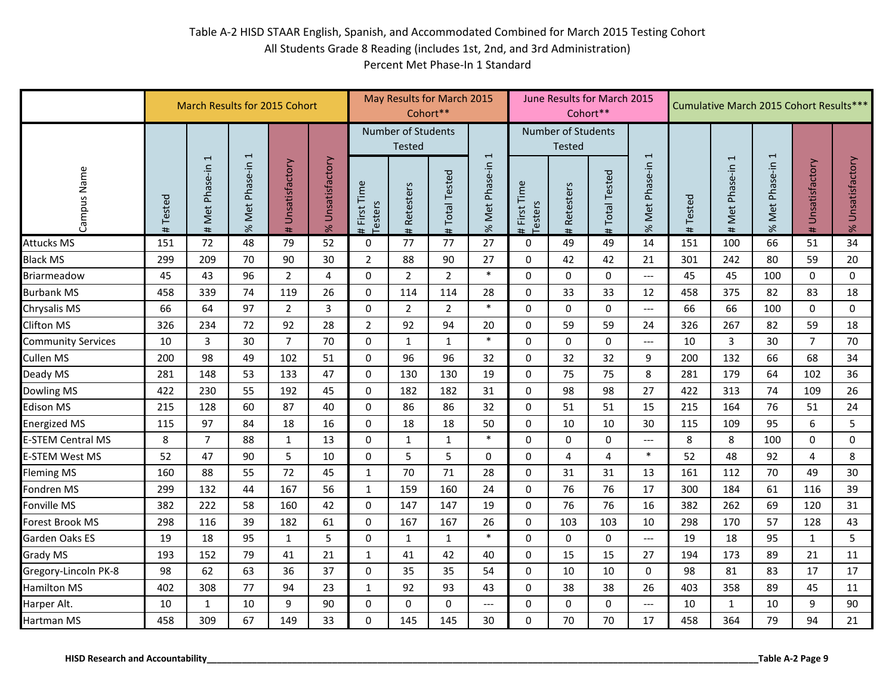Table A-2 HISD STAAR English, Spanish, and Accommodated Combined for March 2015 Testing Cohort
All Students Grade 8 Reading (includes 1st, 2nd, and 3rd Administration)
Percent Met Phase-In 1 Standard

| Campus Name | March Results for 2015 Cohort | | | | | May Results for March 2015 Cohort** | | | | June Results for March 2015 Cohort** | | | | Cumulative March 2015 Cohort Results*** | | | | |
|---|---|---|---|---|---|---|---|---|---|---|---|---|---|---|---|---|---|---|
| | | | | | | Number of Students Tested | | | | Number of Students Tested | | | | | | | | |
| | # Tested | # Met Phase-in 1 | % Met Phase-in 1 | # Unsatisfactory | % Unsatisfactory | # First Time Testers | # Retesters | # Total Tested | % Met Phase-in 1 | # First Time Testers | # Retesters | # Total Tested | % Met Phase-in 1 | # Tested | # Met Phase-in 1 | % Met Phase-in 1 | # Unsatisfactory | % Unsatisfactory |
| Attucks MS | 151 | 72 | 48 | 79 | 52 | 0 | 77 | 77 | 27 | 0 | 49 | 49 | 14 | 151 | 100 | 66 | 51 | 34 |
| Black MS | 299 | 209 | 70 | 90 | 30 | 2 | 88 | 90 | 27 | 0 | 42 | 42 | 21 | 301 | 242 | 80 | 59 | 20 |
| Briarmeadow | 45 | 43 | 96 | 2 | 4 | 0 | 2 | 2 | * | 0 | 0 | 0 | --- | 45 | 45 | 100 | 0 | 0 |
| Burbank MS | 458 | 339 | 74 | 119 | 26 | 0 | 114 | 114 | 28 | 0 | 33 | 33 | 12 | 458 | 375 | 82 | 83 | 18 |
| Chrysalis MS | 66 | 64 | 97 | 2 | 3 | 0 | 2 | 2 | * | 0 | 0 | 0 | --- | 66 | 66 | 100 | 0 | 0 |
| Clifton MS | 326 | 234 | 72 | 92 | 28 | 2 | 92 | 94 | 20 | 0 | 59 | 59 | 24 | 326 | 267 | 82 | 59 | 18 |
| Community Services | 10 | 3 | 30 | 7 | 70 | 0 | 1 | 1 | * | 0 | 0 | 0 | --- | 10 | 3 | 30 | 7 | 70 |
| Cullen MS | 200 | 98 | 49 | 102 | 51 | 0 | 96 | 96 | 32 | 0 | 32 | 32 | 9 | 200 | 132 | 66 | 68 | 34 |
| Deady MS | 281 | 148 | 53 | 133 | 47 | 0 | 130 | 130 | 19 | 0 | 75 | 75 | 8 | 281 | 179 | 64 | 102 | 36 |
| Dowling MS | 422 | 230 | 55 | 192 | 45 | 0 | 182 | 182 | 31 | 0 | 98 | 98 | 27 | 422 | 313 | 74 | 109 | 26 |
| Edison MS | 215 | 128 | 60 | 87 | 40 | 0 | 86 | 86 | 32 | 0 | 51 | 51 | 15 | 215 | 164 | 76 | 51 | 24 |
| Energized MS | 115 | 97 | 84 | 18 | 16 | 0 | 18 | 18 | 50 | 0 | 10 | 10 | 30 | 115 | 109 | 95 | 6 | 5 |
| E-STEM Central MS | 8 | 7 | 88 | 1 | 13 | 0 | 1 | 1 | * | 0 | 0 | 0 | --- | 8 | 8 | 100 | 0 | 0 |
| E-STEM West MS | 52 | 47 | 90 | 5 | 10 | 0 | 5 | 5 | 0 | 0 | 4 | 4 | * | 52 | 48 | 92 | 4 | 8 |
| Fleming MS | 160 | 88 | 55 | 72 | 45 | 1 | 70 | 71 | 28 | 0 | 31 | 31 | 13 | 161 | 112 | 70 | 49 | 30 |
| Fondren MS | 299 | 132 | 44 | 167 | 56 | 1 | 159 | 160 | 24 | 0 | 76 | 76 | 17 | 300 | 184 | 61 | 116 | 39 |
| Fonville MS | 382 | 222 | 58 | 160 | 42 | 0 | 147 | 147 | 19 | 0 | 76 | 76 | 16 | 382 | 262 | 69 | 120 | 31 |
| Forest Brook MS | 298 | 116 | 39 | 182 | 61 | 0 | 167 | 167 | 26 | 0 | 103 | 103 | 10 | 298 | 170 | 57 | 128 | 43 |
| Garden Oaks ES | 19 | 18 | 95 | 1 | 5 | 0 | 1 | 1 | * | 0 | 0 | 0 | --- | 19 | 18 | 95 | 1 | 5 |
| Grady MS | 193 | 152 | 79 | 41 | 21 | 1 | 41 | 42 | 40 | 0 | 15 | 15 | 27 | 194 | 173 | 89 | 21 | 11 |
| Gregory-Lincoln PK-8 | 98 | 62 | 63 | 36 | 37 | 0 | 35 | 35 | 54 | 0 | 10 | 10 | 0 | 98 | 81 | 83 | 17 | 17 |
| Hamilton MS | 402 | 308 | 77 | 94 | 23 | 1 | 92 | 93 | 43 | 0 | 38 | 38 | 26 | 403 | 358 | 89 | 45 | 11 |
| Harper Alt. | 10 | 1 | 10 | 9 | 90 | 0 | 0 | 0 | --- | 0 | 0 | 0 | --- | 10 | 1 | 10 | 9 | 90 |
| Hartman MS | 458 | 309 | 67 | 149 | 33 | 0 | 145 | 145 | 30 | 0 | 70 | 70 | 17 | 458 | 364 | 79 | 94 | 21 |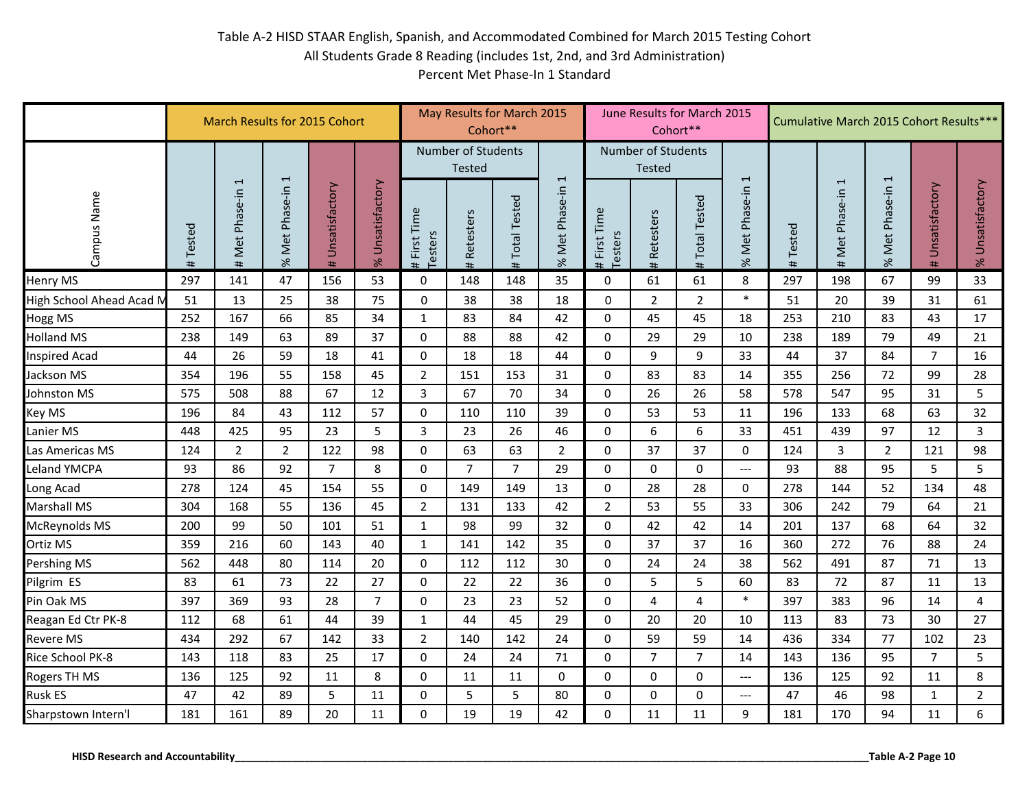Table A-2 HISD STAAR English, Spanish, and Accommodated Combined for March 2015 Testing Cohort
All Students Grade 8 Reading (includes 1st, 2nd, and 3rd Administration)
Percent Met Phase-In 1 Standard

| Campus Name | March Results for 2015 Cohort | | | | | May Results for March 2015 Cohort** | | | | June Results for March 2015 Cohort** | | | | Cumulative March 2015 Cohort Results*** | | | | |
|---|---|---|---|---|---|---|---|---|---|---|---|---|---|---|---|---|---|---|
| | | | | | | Number of Students Tested | | | | Number of Students Tested | | | | | | | | |
| | # Tested | # Met Phase-in 1 | % Met Phase-in 1 | # Unsatisfactory | % Unsatisfactory | # First Time Testers | # Retesters | # Total Tested | % Met Phase-in 1 | # First Time Testers | # Retesters | # Total Tested | % Met Phase-in 1 | # Tested | # Met Phase-in 1 | % Met Phase-in 1 | # Unsatisfactory | % Unsatisfactory |
| Henry MS | 297 | 141 | 47 | 156 | 53 | 0 | 148 | 148 | 35 | 0 | 61 | 61 | 8 | 297 | 198 | 67 | 99 | 33 |
| High School Ahead Acad M | 51 | 13 | 25 | 38 | 75 | 0 | 38 | 38 | 18 | 0 | 2 | 2 | * | 51 | 20 | 39 | 31 | 61 |
| Hogg MS | 252 | 167 | 66 | 85 | 34 | 1 | 83 | 84 | 42 | 0 | 45 | 45 | 18 | 253 | 210 | 83 | 43 | 17 |
| Holland MS | 238 | 149 | 63 | 89 | 37 | 0 | 88 | 88 | 42 | 0 | 29 | 29 | 10 | 238 | 189 | 79 | 49 | 21 |
| Inspired Acad | 44 | 26 | 59 | 18 | 41 | 0 | 18 | 18 | 44 | 0 | 9 | 9 | 33 | 44 | 37 | 84 | 7 | 16 |
| Jackson MS | 354 | 196 | 55 | 158 | 45 | 2 | 151 | 153 | 31 | 0 | 83 | 83 | 14 | 355 | 256 | 72 | 99 | 28 |
| Johnston MS | 575 | 508 | 88 | 67 | 12 | 3 | 67 | 70 | 34 | 0 | 26 | 26 | 58 | 578 | 547 | 95 | 31 | 5 |
| Key MS | 196 | 84 | 43 | 112 | 57 | 0 | 110 | 110 | 39 | 0 | 53 | 53 | 11 | 196 | 133 | 68 | 63 | 32 |
| Lanier MS | 448 | 425 | 95 | 23 | 5 | 3 | 23 | 26 | 46 | 0 | 6 | 6 | 33 | 451 | 439 | 97 | 12 | 3 |
| Las Americas MS | 124 | 2 | 2 | 122 | 98 | 0 | 63 | 63 | 2 | 0 | 37 | 37 | 0 | 124 | 3 | 2 | 121 | 98 |
| Leland YMCPA | 93 | 86 | 92 | 7 | 8 | 0 | 7 | 7 | 29 | 0 | 0 | 0 | --- | 93 | 88 | 95 | 5 | 5 |
| Long Acad | 278 | 124 | 45 | 154 | 55 | 0 | 149 | 149 | 13 | 0 | 28 | 28 | 0 | 278 | 144 | 52 | 134 | 48 |
| Marshall MS | 304 | 168 | 55 | 136 | 45 | 2 | 131 | 133 | 42 | 2 | 53 | 55 | 33 | 306 | 242 | 79 | 64 | 21 |
| McReynolds MS | 200 | 99 | 50 | 101 | 51 | 1 | 98 | 99 | 32 | 0 | 42 | 42 | 14 | 201 | 137 | 68 | 64 | 32 |
| Ortiz MS | 359 | 216 | 60 | 143 | 40 | 1 | 141 | 142 | 35 | 0 | 37 | 37 | 16 | 360 | 272 | 76 | 88 | 24 |
| Pershing MS | 562 | 448 | 80 | 114 | 20 | 0 | 112 | 112 | 30 | 0 | 24 | 24 | 38 | 562 | 491 | 87 | 71 | 13 |
| Pilgrim ES | 83 | 61 | 73 | 22 | 27 | 0 | 22 | 22 | 36 | 0 | 5 | 5 | 60 | 83 | 72 | 87 | 11 | 13 |
| Pin Oak MS | 397 | 369 | 93 | 28 | 7 | 0 | 23 | 23 | 52 | 0 | 4 | 4 | * | 397 | 383 | 96 | 14 | 4 |
| Reagan Ed Ctr PK-8 | 112 | 68 | 61 | 44 | 39 | 1 | 44 | 45 | 29 | 0 | 20 | 20 | 10 | 113 | 83 | 73 | 30 | 27 |
| Revere MS | 434 | 292 | 67 | 142 | 33 | 2 | 140 | 142 | 24 | 0 | 59 | 59 | 14 | 436 | 334 | 77 | 102 | 23 |
| Rice School PK-8 | 143 | 118 | 83 | 25 | 17 | 0 | 24 | 24 | 71 | 0 | 7 | 7 | 14 | 143 | 136 | 95 | 7 | 5 |
| Rogers TH MS | 136 | 125 | 92 | 11 | 8 | 0 | 11 | 11 | 0 | 0 | 0 | 0 | --- | 136 | 125 | 92 | 11 | 8 |
| Rusk ES | 47 | 42 | 89 | 5 | 11 | 0 | 5 | 5 | 80 | 0 | 0 | 0 | --- | 47 | 46 | 98 | 1 | 2 |
| Sharpstown Intern'l | 181 | 161 | 89 | 20 | 11 | 0 | 19 | 19 | 42 | 0 | 11 | 11 | 9 | 181 | 170 | 94 | 11 | 6 |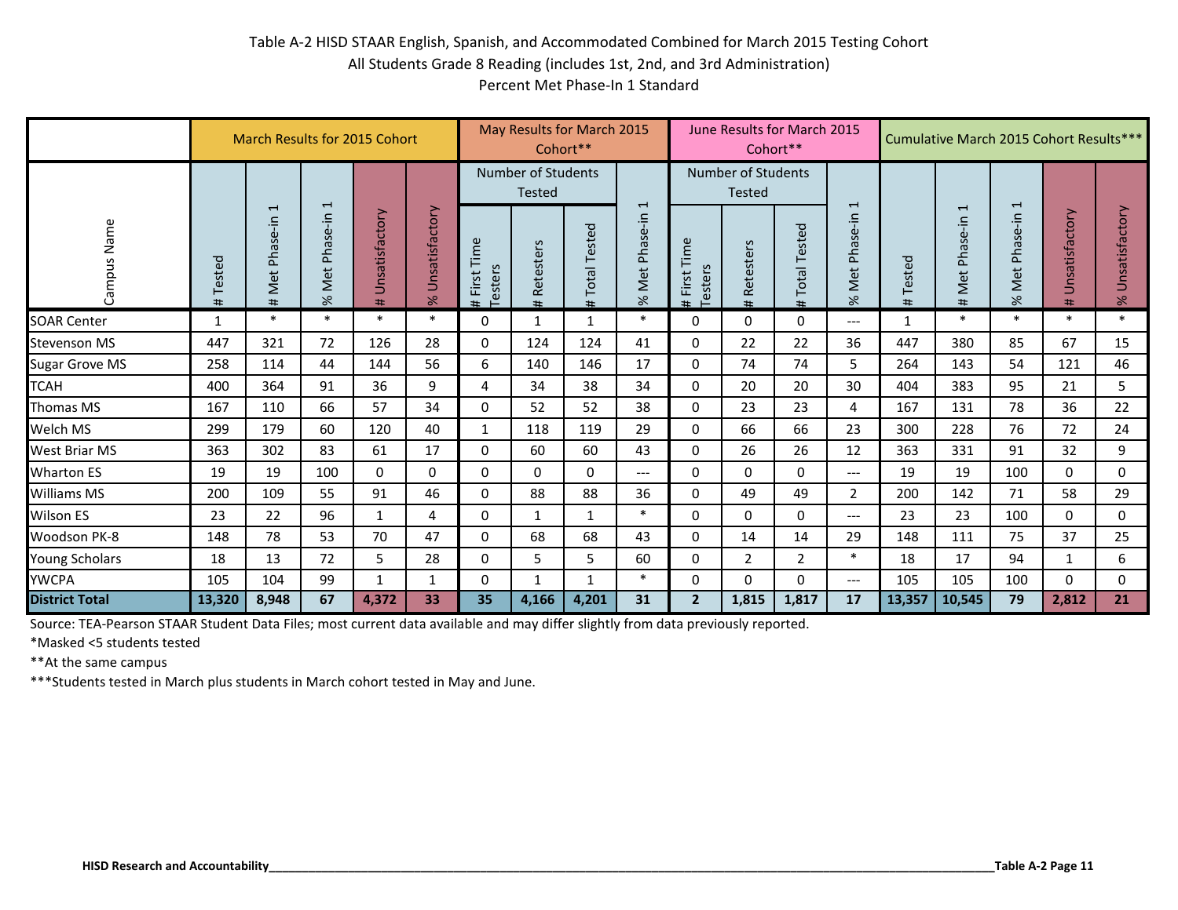Table A-2 HISD STAAR English, Spanish, and Accommodated Combined for March 2015 Testing Cohort
All Students Grade 8 Reading (includes 1st, 2nd, and 3rd Administration)
Percent Met Phase-In 1 Standard

| Campus Name | March Results for 2015 Cohort | | | | | May Results for March 2015 Cohort** | | | | June Results for March 2015 Cohort** | | | | Cumulative March 2015 Cohort Results*** | | | | |
|---|---|---|---|---|---|---|---|---|---|---|---|---|---|---|---|---|---|---|
| | | | | | | Number of Students Tested | | | | Number of Students Tested | | | | | | | | |
| | # Tested | # Met Phase-in 1 | % Met Phase-in 1 | # Unsatisfactory | % Unsatisfactory | # First Time Testers | # Retesters | # Total Tested | % Met Phase-in 1 | # First Time Testers | # Retesters | # Total Tested | % Met Phase-in 1 | # Tested | # Met Phase-in 1 | % Met Phase-in 1 | # Unsatisfactory | % Unsatisfactory |
| SOAR Center | 1 | * | * | * | * | 0 | 1 | 1 | * | 0 | 0 | 0 | --- | 1 | * | * | * | * |
| Stevenson MS | 447 | 321 | 72 | 126 | 28 | 0 | 124 | 124 | 41 | 0 | 22 | 22 | 36 | 447 | 380 | 85 | 67 | 15 |
| Sugar Grove MS | 258 | 114 | 44 | 144 | 56 | 6 | 140 | 146 | 17 | 0 | 74 | 74 | 5 | 264 | 143 | 54 | 121 | 46 |
| TCAH | 400 | 364 | 91 | 36 | 9 | 4 | 34 | 38 | 34 | 0 | 20 | 20 | 30 | 404 | 383 | 95 | 21 | 5 |
| Thomas MS | 167 | 110 | 66 | 57 | 34 | 0 | 52 | 52 | 38 | 0 | 23 | 23 | 4 | 167 | 131 | 78 | 36 | 22 |
| Welch MS | 299 | 179 | 60 | 120 | 40 | 1 | 118 | 119 | 29 | 0 | 66 | 66 | 23 | 300 | 228 | 76 | 72 | 24 |
| West Briar MS | 363 | 302 | 83 | 61 | 17 | 0 | 60 | 60 | 43 | 0 | 26 | 26 | 12 | 363 | 331 | 91 | 32 | 9 |
| Wharton ES | 19 | 19 | 100 | 0 | 0 | 0 | 0 | 0 | --- | 0 | 0 | 0 | --- | 19 | 19 | 100 | 0 | 0 |
| Williams MS | 200 | 109 | 55 | 91 | 46 | 0 | 88 | 88 | 36 | 0 | 49 | 49 | 2 | 200 | 142 | 71 | 58 | 29 |
| Wilson ES | 23 | 22 | 96 | 1 | 4 | 0 | 1 | 1 | * | 0 | 0 | 0 | --- | 23 | 23 | 100 | 0 | 0 |
| Woodson PK-8 | 148 | 78 | 53 | 70 | 47 | 0 | 68 | 68 | 43 | 0 | 14 | 14 | 29 | 148 | 111 | 75 | 37 | 25 |
| Young Scholars | 18 | 13 | 72 | 5 | 28 | 0 | 5 | 5 | 60 | 0 | 2 | 2 | * | 18 | 17 | 94 | 1 | 6 |
| YWCPA | 105 | 104 | 99 | 1 | 1 | 0 | 1 | 1 | * | 0 | 0 | 0 | --- | 105 | 105 | 100 | 0 | 0 |
| **District Total** | **13,320** | **8,948** | **67** | **4,372** | **33** | **35** | **4,166** | **4,201** | **31** | **2** | **1,815** | **1,817** | **17** | **13,357** | **10,545** | **79** | **2,812** | **21** |

Source: TEA-Pearson STAAR Student Data Files; most current data available and may differ slightly from data previously reported.

*Masked <5 students tested

**At the same campus

***Students tested in March plus students in March cohort tested in May and June.